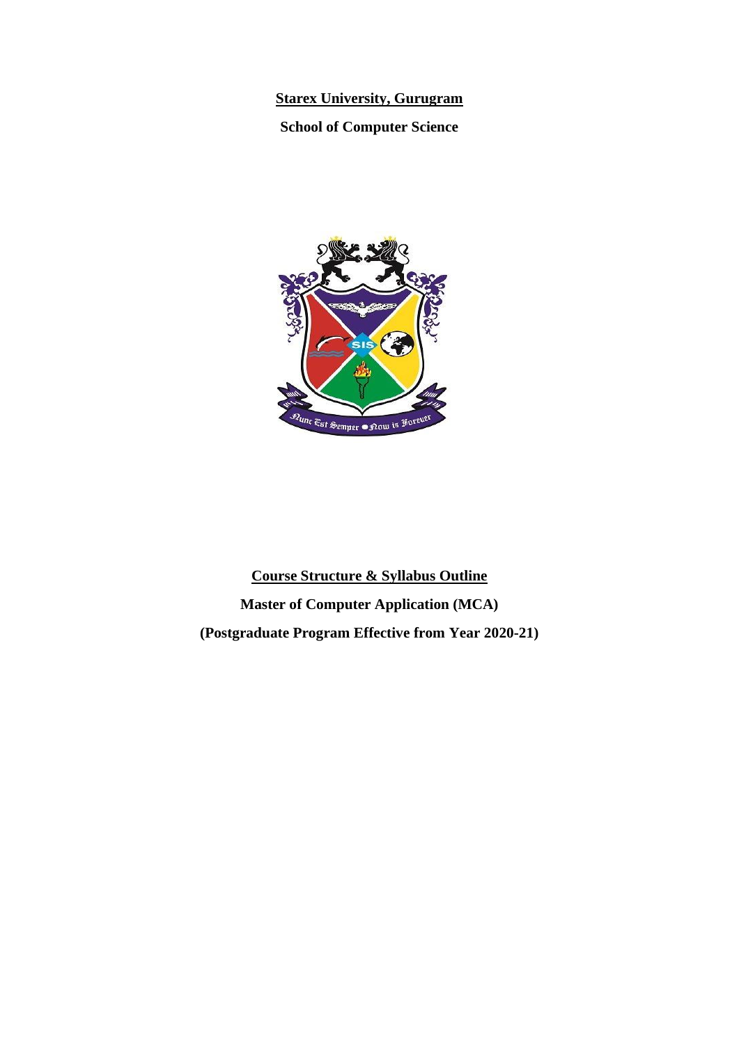**Starex University, Gurugram**

**School of Computer Science**

**Course Structure & Syllabus Outline**

**Master of Computer Application (MCA)**

**(Postgraduate Program Effective from Year 2020-21)**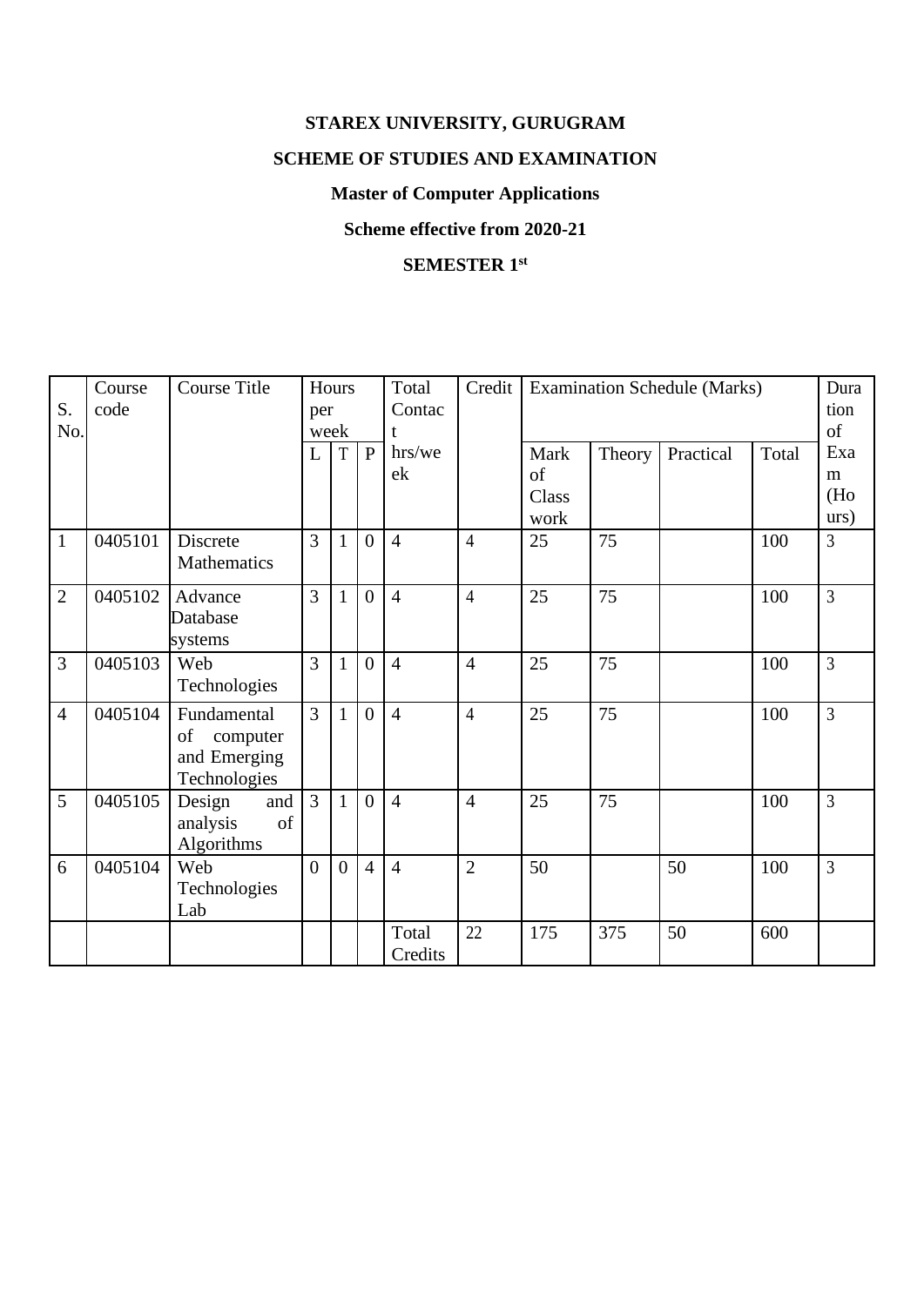**STAREX UNIVERSITY, GURUGRAM**

**SCHEME OF STUDIES AND EXAMINATION**

**Master of Computer Applications**

**Scheme effective from 2020-21**

**SEMESTER 1st**

| S. No. | Course code | Course Title | Hours per week | | | Total Contact hrs/week | Credit | Examination Schedule (Marks) | | | | Duration of Exam (Hours) |
|---|---|---|---|---|---|---|---|---|---|---|---|---|
| | | | L | T | P | | | Mark of Class work | Theory | Practical | Total | |
| 1 | 0405101 | Discrete Mathematics | 3 | 1 | 0 | 4 | 4 | 25 | 75 | | 100 | 3 |
| 2 | 0405102 | Advance Database systems | 3 | 1 | 0 | 4 | 4 | 25 | 75 | | 100 | 3 |
| 3 | 0405103 | Web Technologies | 3 | 1 | 0 | 4 | 4 | 25 | 75 | | 100 | 3 |
| 4 | 0405104 | Fundamental of computer and Emerging Technologies | 3 | 1 | 0 | 4 | 4 | 25 | 75 | | 100 | 3 |
| 5 | 0405105 | Design and analysis of Algorithms | 3 | 1 | 0 | 4 | 4 | 25 | 75 | | 100 | 3 |
| 6 | 0405104 | Web Technologies Lab | 0 | 0 | 4 | 4 | 2 | 50 | | 50 | 100 | 3 |
| | | | | | | Total Credits | 22 | 175 | 375 | 50 | 600 | |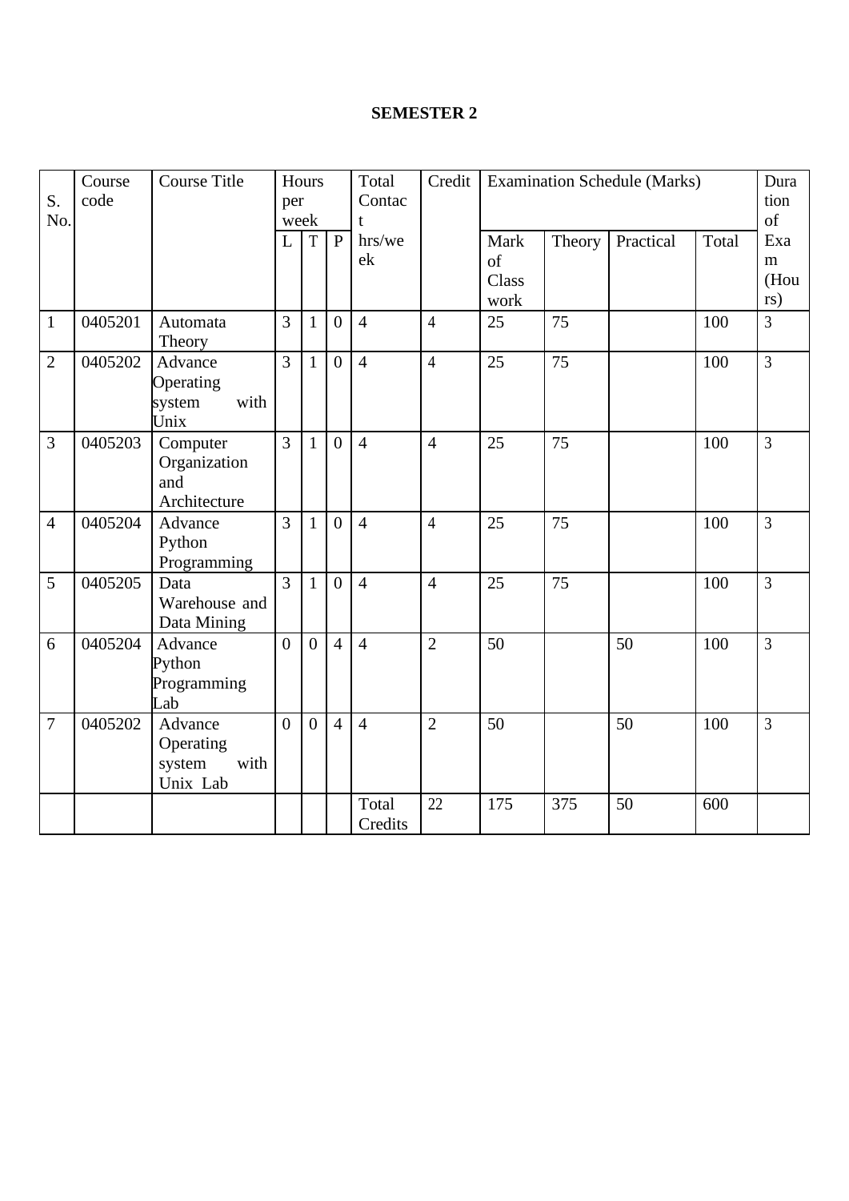**SEMESTER 2**

| S. No. | Course code | Course Title | Hours per week | | | Total Contact hrs/week | Credit | Examination Schedule (Marks) | | | | Duration of Exam (Hours) |
|---|---|---|---|---|---|---|---|---|---|---|---|---|
| | | | L | T | P | | | Mark of Class work | Theory | Practical | Total | |
| 1 | 0405201 | Automata Theory | 3 | 1 | 0 | 4 | 4 | 25 | 75 | | 100 | 3 |
| 2 | 0405202 | Advance Operating system with Unix | 3 | 1 | 0 | 4 | 4 | 25 | 75 | | 100 | 3 |
| 3 | 0405203 | Computer Organization and Architecture | 3 | 1 | 0 | 4 | 4 | 25 | 75 | | 100 | 3 |
| 4 | 0405204 | Advance Python Programming | 3 | 1 | 0 | 4 | 4 | 25 | 75 | | 100 | 3 |
| 5 | 0405205 | Data Warehouse and Data Mining | 3 | 1 | 0 | 4 | 4 | 25 | 75 | | 100 | 3 |
| 6 | 0405204 | Advance Python Programming Lab | 0 | 0 | 4 | 4 | 2 | 50 | | 50 | 100 | 3 |
| 7 | 0405202 | Advance Operating system with Unix Lab | 0 | 0 | 4 | 4 | 2 | 50 | | 50 | 100 | 3 |
| | | | | | | Total Credits | 22 | 175 | 375 | 50 | 600 | |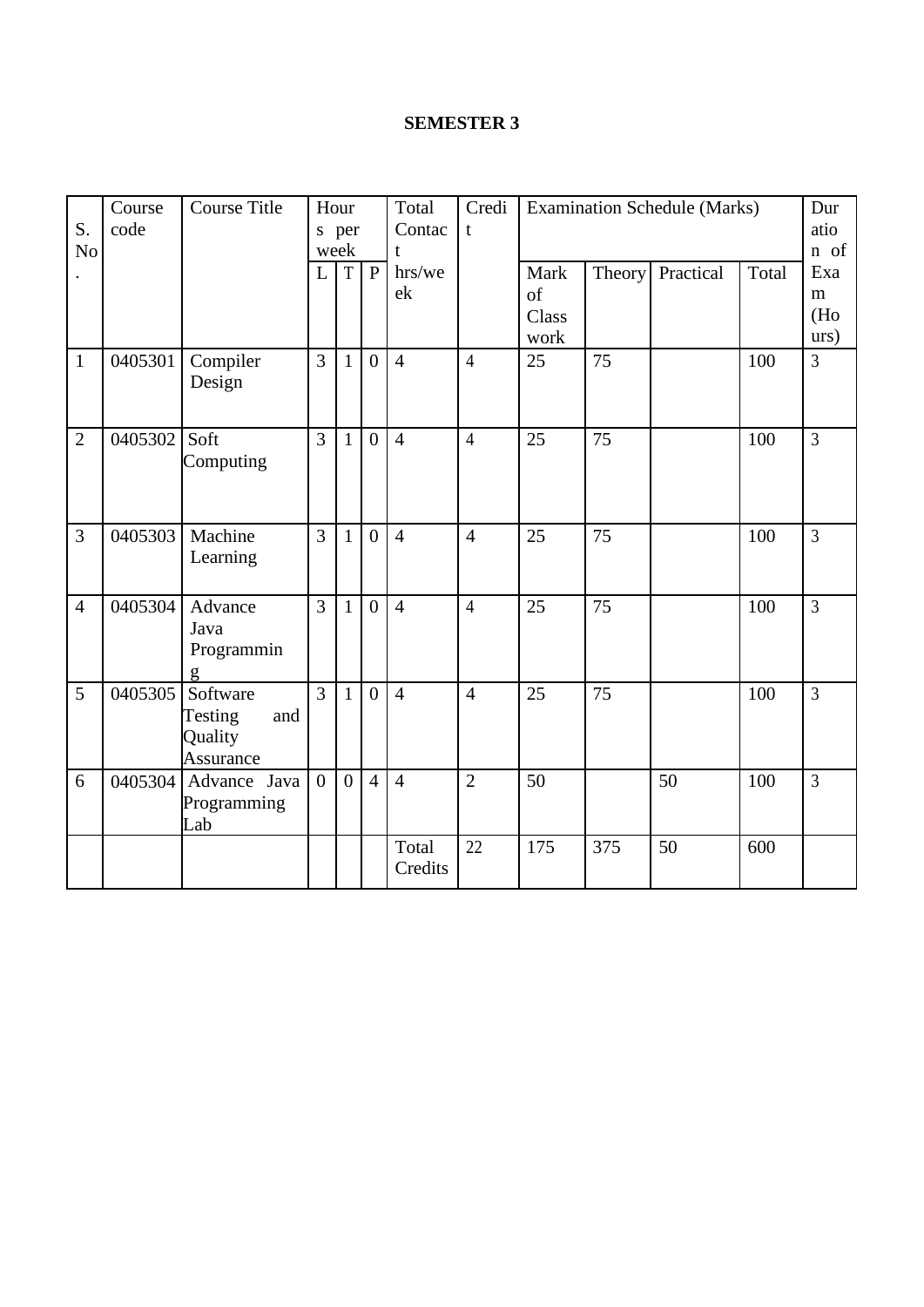**SEMESTER 3**

| S. No. | Course code | Course Title | Hours per week | | | Total Contact hrs/week | Credit | Examination Schedule (Marks) | | | | Duration of Exam (Hours) |
|---|---|---|---|---|---|---|---|---|---|---|---|---|
| | | | L | T | P | | | Mark of Class work | Theory | Practical | Total | |
| 1 | 0405301 | Compiler Design | 3 | 1 | 0 | 4 | 4 | 25 | 75 | | 100 | 3 |
| 2 | 0405302 | Soft Computing | 3 | 1 | 0 | 4 | 4 | 25 | 75 | | 100 | 3 |
| 3 | 0405303 | Machine Learning | 3 | 1 | 0 | 4 | 4 | 25 | 75 | | 100 | 3 |
| 4 | 0405304 | Advance Java Programming | 3 | 1 | 0 | 4 | 4 | 25 | 75 | | 100 | 3 |
| 5 | 0405305 | Software Testing and Quality Assurance | 3 | 1 | 0 | 4 | 4 | 25 | 75 | | 100 | 3 |
| 6 | 0405304 | Advance Java Programming Lab | 0 | 0 | 4 | 4 | 2 | 50 | | 50 | 100 | 3 |
| | | | | | | Total Credits | 22 | 175 | 375 | 50 | 600 | |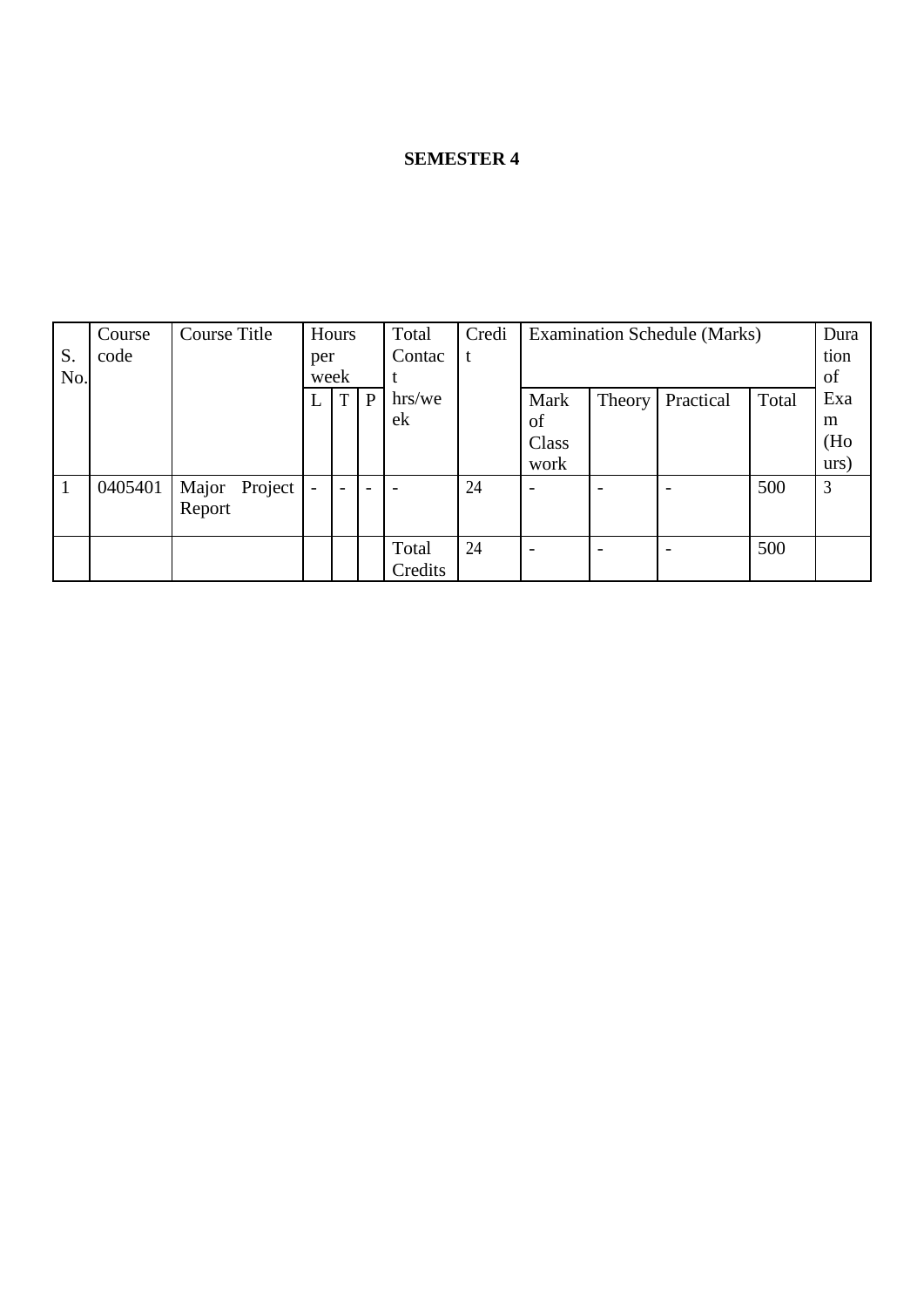**SEMESTER 4**

| S. No. | Course code | Course Title | Hours per week | | | Total Contact hrs/week | Credit | Examination Schedule (Marks) | | | | Duration of Exam (Hours) |
|---|---|---|---|---|---|---|---|---|---|---|---|---|
| | | | L | T | P | | | Mark of Class work | Theory | Practical | Total | |
| 1 | 0405401 | Major Project Report | - | - | - | - | 24 | - | - | - | 500 | 3 |
| | | | | | | Total Credits | 24 | - | - | - | 500 | |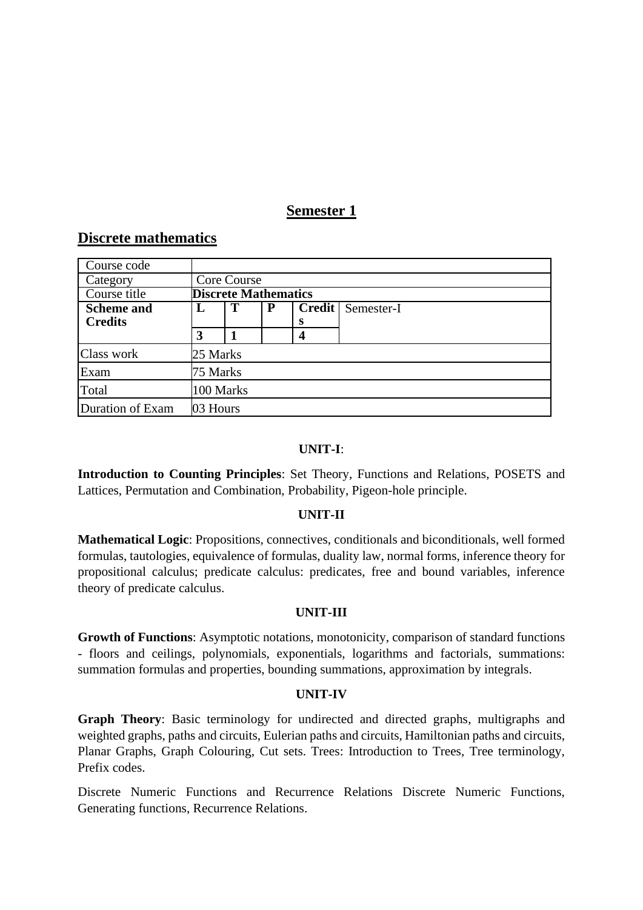## Semester 1

## Discrete mathematics

| Course code | | | | | |
|---|---|---|---|---|---|
| Category | Core Course | | | | |
| Course title | **Discrete Mathematics** | | | | |
| **Scheme and Credits** | **L** | **T** | **P** | **Credits** | Semester-I |
| | **3** | **1** | | **4** | |
| Class work | 25 Marks | | | | |
| Exam | 75 Marks | | | | |
| Total | 100 Marks | | | | |
| Duration of Exam | 03 Hours | | | | |

**UNIT-I**:

**Introduction to Counting Principles**: Set Theory, Functions and Relations, POSETS and Lattices, Permutation and Combination, Probability, Pigeon-hole principle.

**UNIT-II**

**Mathematical Logic**: Propositions, connectives, conditionals and biconditionals, well formed formulas, tautologies, equivalence of formulas, duality law, normal forms, inference theory for propositional calculus; predicate calculus: predicates, free and bound variables, inference theory of predicate calculus.

**UNIT-III**

**Growth of Functions**: Asymptotic notations, monotonicity, comparison of standard functions - floors and ceilings, polynomials, exponentials, logarithms and factorials, summations: summation formulas and properties, bounding summations, approximation by integrals.

**UNIT-IV**

**Graph Theory**: Basic terminology for undirected and directed graphs, multigraphs and weighted graphs, paths and circuits, Eulerian paths and circuits, Hamiltonian paths and circuits, Planar Graphs, Graph Colouring, Cut sets. Trees: Introduction to Trees, Tree terminology, Prefix codes.

Discrete Numeric Functions and Recurrence Relations Discrete Numeric Functions, Generating functions, Recurrence Relations.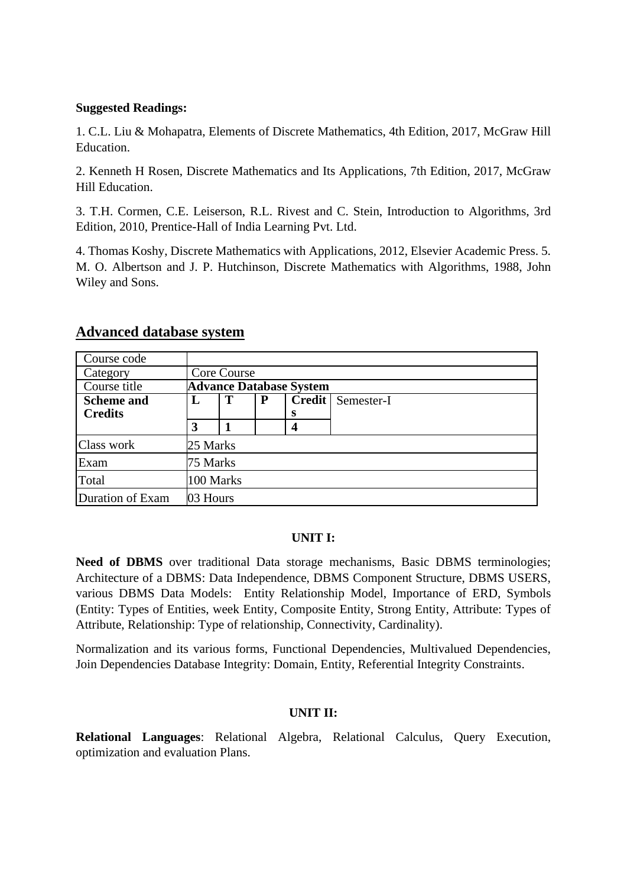**Suggested Readings:**

1. C.L. Liu & Mohapatra, Elements of Discrete Mathematics, 4th Edition, 2017, McGraw Hill Education.

2. Kenneth H Rosen, Discrete Mathematics and Its Applications, 7th Edition, 2017, McGraw Hill Education.

3. T.H. Cormen, C.E. Leiserson, R.L. Rivest and C. Stein, Introduction to Algorithms, 3rd Edition, 2010, Prentice-Hall of India Learning Pvt. Ltd.

4. Thomas Koshy, Discrete Mathematics with Applications, 2012, Elsevier Academic Press. 5. M. O. Albertson and J. P. Hutchinson, Discrete Mathematics with Algorithms, 1988, John Wiley and Sons.

## Advanced database system

| Course code | | | | | |
|---|---|---|---|---|---|
| Category | Core Course | | | | |
| Course title | **Advance Database System** | | | | |
| **Scheme and Credits** | **L** | **T** | **P** | **Credits** | Semester-I |
| | **3** | **1** | | **4** | |
| Class work | 25 Marks | | | | |
| Exam | 75 Marks | | | | |
| Total | 100 Marks | | | | |
| Duration of Exam | 03 Hours | | | | |

**UNIT I:**

**Need of DBMS** over traditional Data storage mechanisms, Basic DBMS terminologies; Architecture of a DBMS: Data Independence, DBMS Component Structure, DBMS USERS, various DBMS Data Models: Entity Relationship Model, Importance of ERD, Symbols (Entity: Types of Entities, week Entity, Composite Entity, Strong Entity, Attribute: Types of Attribute, Relationship: Type of relationship, Connectivity, Cardinality).

Normalization and its various forms, Functional Dependencies, Multivalued Dependencies, Join Dependencies Database Integrity: Domain, Entity, Referential Integrity Constraints.

**UNIT II:**

**Relational Languages**: Relational Algebra, Relational Calculus, Query Execution, optimization and evaluation Plans.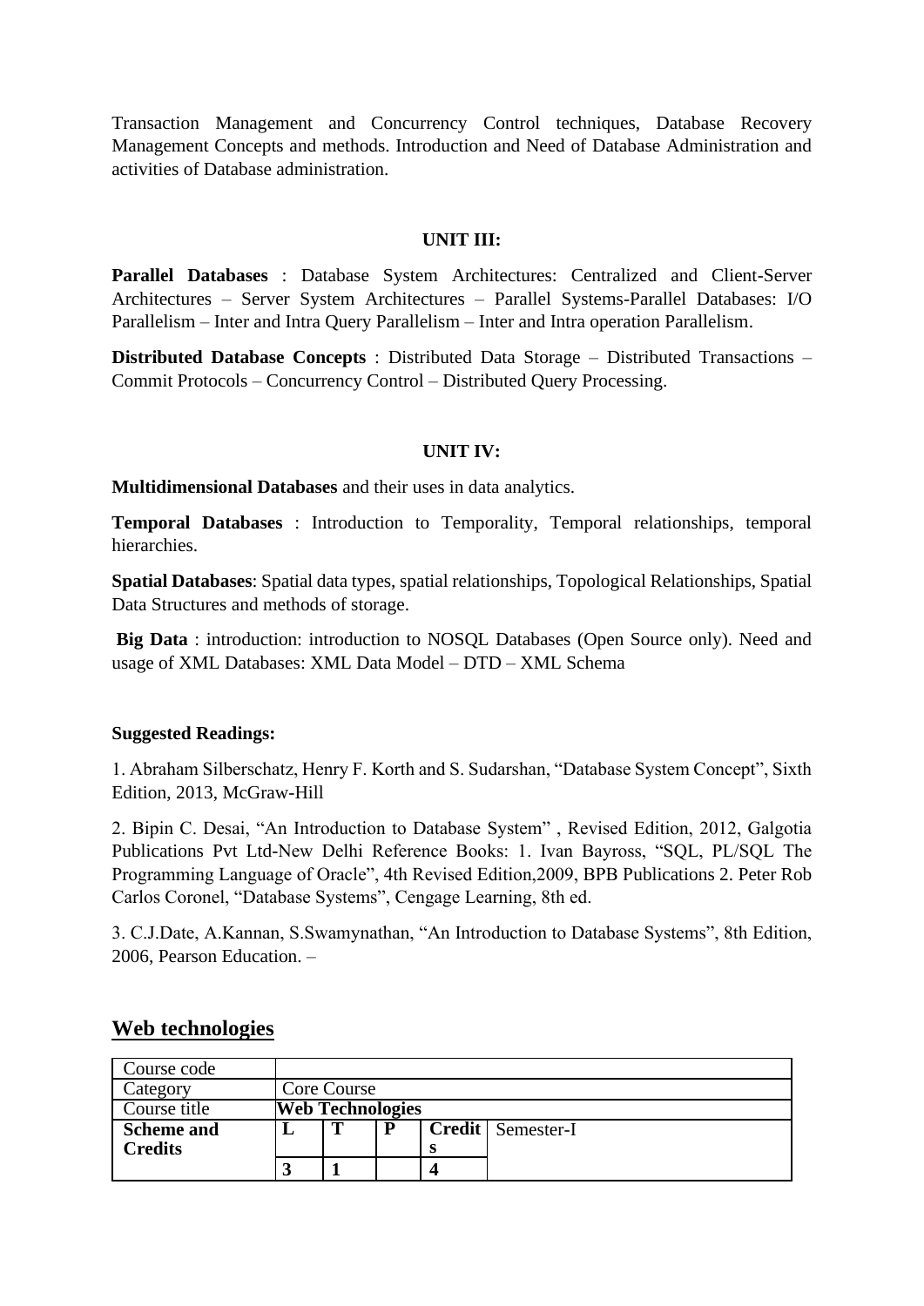Transaction Management and Concurrency Control techniques, Database Recovery Management Concepts and methods. Introduction and Need of Database Administration and activities of Database administration.

**UNIT III:**

**Parallel Databases** : Database System Architectures: Centralized and Client-Server Architectures – Server System Architectures – Parallel Systems-Parallel Databases: I/O Parallelism – Inter and Intra Query Parallelism – Inter and Intra operation Parallelism.

**Distributed Database Concepts** : Distributed Data Storage – Distributed Transactions – Commit Protocols – Concurrency Control – Distributed Query Processing.

**UNIT IV:**

**Multidimensional Databases** and their uses in data analytics.

**Temporal Databases** : Introduction to Temporality, Temporal relationships, temporal hierarchies.

**Spatial Databases**: Spatial data types, spatial relationships, Topological Relationships, Spatial Data Structures and methods of storage.

**Big Data** : introduction: introduction to NOSQL Databases (Open Source only). Need and usage of XML Databases: XML Data Model – DTD – XML Schema

**Suggested Readings:**

1. Abraham Silberschatz, Henry F. Korth and S. Sudarshan, "Database System Concept", Sixth Edition, 2013, McGraw-Hill

2. Bipin C. Desai, "An Introduction to Database System" , Revised Edition, 2012, Galgotia Publications Pvt Ltd-New Delhi Reference Books: 1. Ivan Bayross, "SQL, PL/SQL The Programming Language of Oracle", 4th Revised Edition,2009, BPB Publications 2. Peter Rob Carlos Coronel, "Database Systems", Cengage Learning, 8th ed.

3. C.J.Date, A.Kannan, S.Swamynathan, "An Introduction to Database Systems", 8th Edition, 2006, Pearson Education. –

## Web technologies

| Course code | | | | | |
|---|---|---|---|---|---|
| Category | Core Course | | | | |
| Course title | **Web Technologies** | | | | |
| **Scheme and Credits** | **L** | **T** | **P** | **Credits** | Semester-I |
| | **3** | **1** | | **4** | |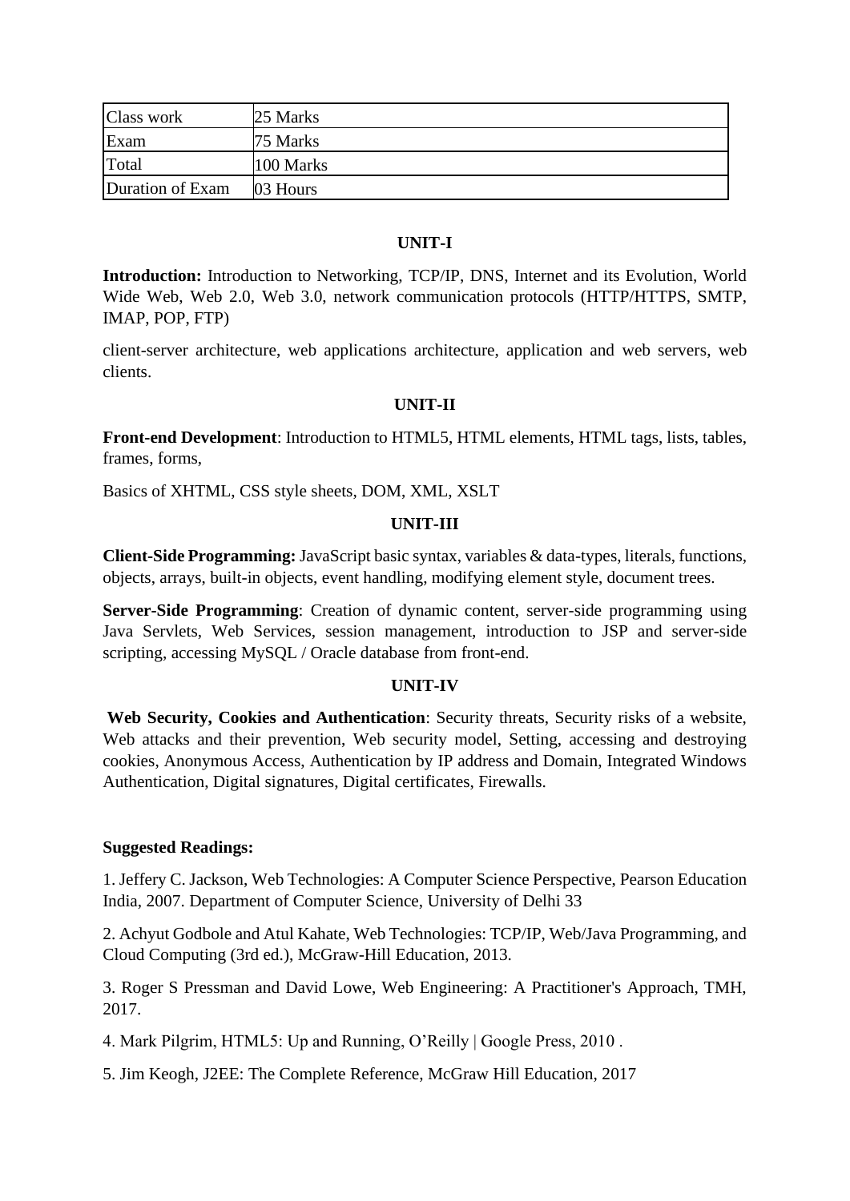| | |
|---|---|
| Class work | 25 Marks |
| Exam | 75 Marks |
| Total | 100 Marks |
| Duration of Exam | 03 Hours |

### UNIT-I

**Introduction:** Introduction to Networking, TCP/IP, DNS, Internet and its Evolution, World Wide Web, Web 2.0, Web 3.0, network communication protocols (HTTP/HTTPS, SMTP, IMAP, POP, FTP)

client-server architecture, web applications architecture, application and web servers, web clients.

### UNIT-II

**Front-end Development**: Introduction to HTML5, HTML elements, HTML tags, lists, tables, frames, forms,

Basics of XHTML, CSS style sheets, DOM, XML, XSLT

### UNIT-III

**Client-Side Programming:** JavaScript basic syntax, variables & data-types, literals, functions, objects, arrays, built-in objects, event handling, modifying element style, document trees.

**Server-Side Programming**: Creation of dynamic content, server-side programming using Java Servlets, Web Services, session management, introduction to JSP and server-side scripting, accessing MySQL / Oracle database from front-end.

### UNIT-IV

**Web Security, Cookies and Authentication**: Security threats, Security risks of a website, Web attacks and their prevention, Web security model, Setting, accessing and destroying cookies, Anonymous Access, Authentication by IP address and Domain, Integrated Windows Authentication, Digital signatures, Digital certificates, Firewalls.

**Suggested Readings:**

1. Jeffery C. Jackson, Web Technologies: A Computer Science Perspective, Pearson Education India, 2007. Department of Computer Science, University of Delhi 33

2. Achyut Godbole and Atul Kahate, Web Technologies: TCP/IP, Web/Java Programming, and Cloud Computing (3rd ed.), McGraw-Hill Education, 2013.

3. Roger S Pressman and David Lowe, Web Engineering: A Practitioner's Approach, TMH, 2017.

4. Mark Pilgrim, HTML5: Up and Running, O'Reilly | Google Press, 2010 .

5. Jim Keogh, J2EE: The Complete Reference, McGraw Hill Education, 2017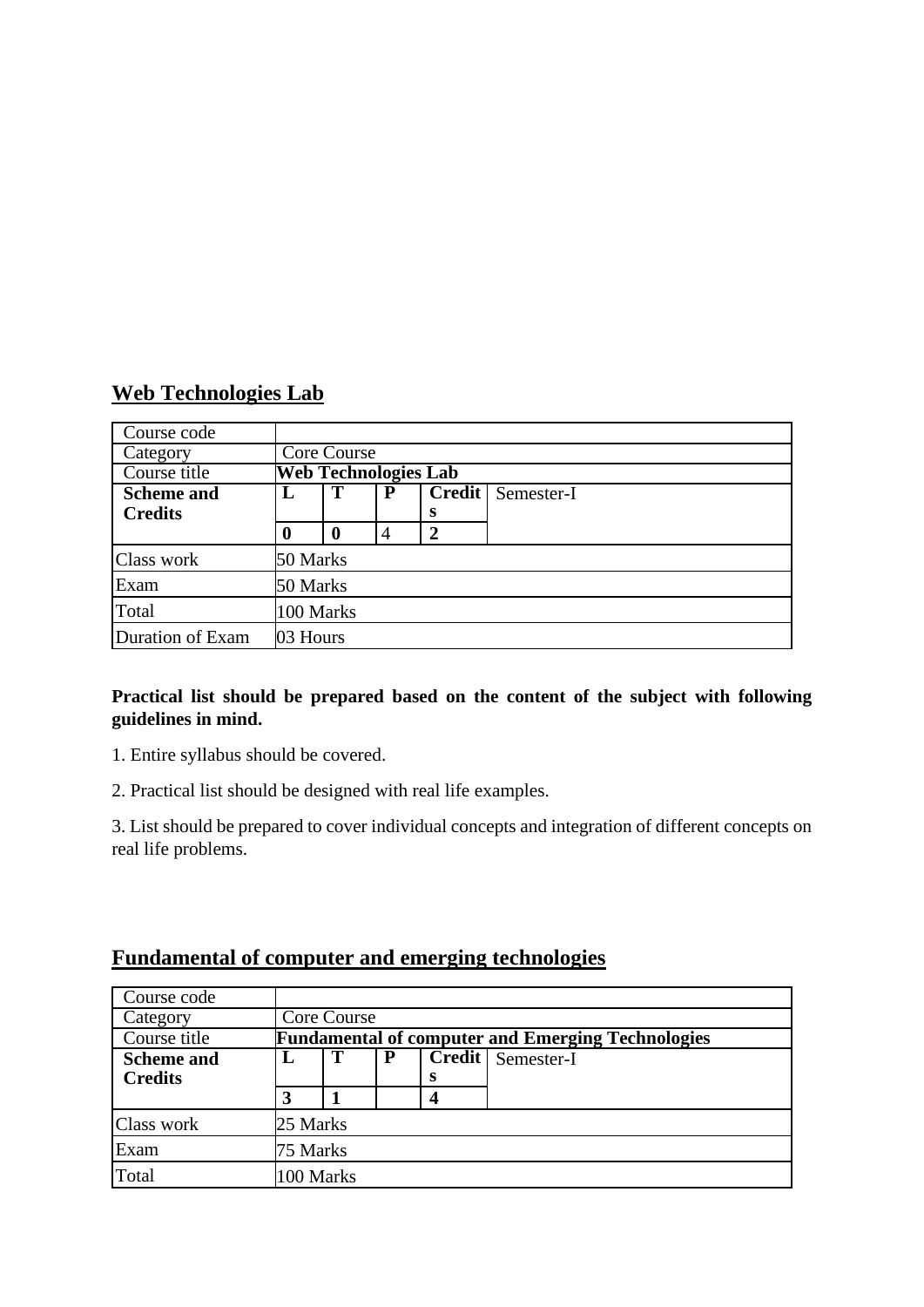## Web Technologies Lab

| | | | | | |
|---|---|---|---|---|---|
| Course code | | | | | |
| Category | Core Course | | | | |
| Course title | **Web Technologies Lab** | | | | |
| **Scheme and Credits** | **L** | **T** | **P** | **Credits** | Semester-I |
| | **0** | **0** | 4 | **2** | |
| Class work | 50 Marks | | | | |
| Exam | 50 Marks | | | | |
| Total | 100 Marks | | | | |
| Duration of Exam | 03 Hours | | | | |

**Practical list should be prepared based on the content of the subject with following guidelines in mind.**

1. Entire syllabus should be covered.

2. Practical list should be designed with real life examples.

3. List should be prepared to cover individual concepts and integration of different concepts on real life problems.

## Fundamental of computer and emerging technologies

| | | | | | |
|---|---|---|---|---|---|
| Course code | | | | | |
| Category | Core Course | | | | |
| Course title | **Fundamental of computer and Emerging Technologies** | | | | |
| **Scheme and Credits** | **L** | **T** | **P** | **Credits** | Semester-I |
| | **3** | **1** | | **4** | |
| Class work | 25 Marks | | | | |
| Exam | 75 Marks | | | | |
| Total | 100 Marks | | | | |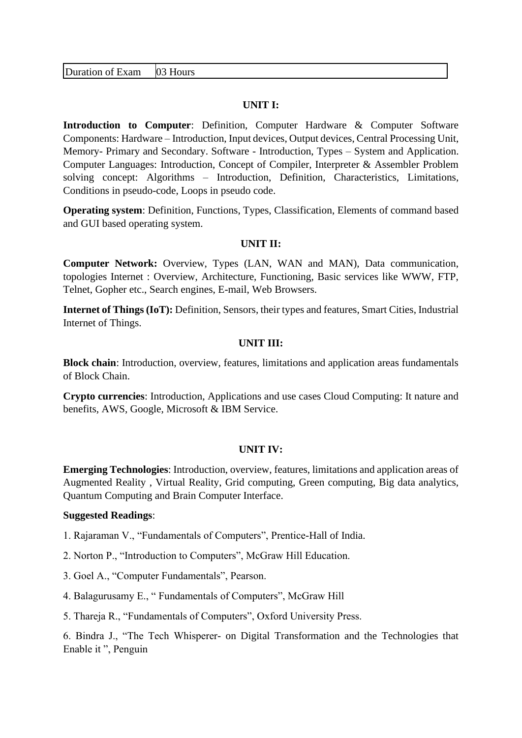| | |
|---|---|
| Duration of Exam | 03 Hours |

### UNIT I:

**Introduction to Computer**: Definition, Computer Hardware & Computer Software Components: Hardware – Introduction, Input devices, Output devices, Central Processing Unit, Memory- Primary and Secondary. Software - Introduction, Types – System and Application. Computer Languages: Introduction, Concept of Compiler, Interpreter & Assembler Problem solving concept: Algorithms – Introduction, Definition, Characteristics, Limitations, Conditions in pseudo-code, Loops in pseudo code.

**Operating system**: Definition, Functions, Types, Classification, Elements of command based and GUI based operating system.

### UNIT II:

**Computer Network:** Overview, Types (LAN, WAN and MAN), Data communication, topologies Internet : Overview, Architecture, Functioning, Basic services like WWW, FTP, Telnet, Gopher etc., Search engines, E-mail, Web Browsers.

**Internet of Things (IoT):** Definition, Sensors, their types and features, Smart Cities, Industrial Internet of Things.

### UNIT III:

**Block chain**: Introduction, overview, features, limitations and application areas fundamentals of Block Chain.

**Crypto currencies**: Introduction, Applications and use cases Cloud Computing: It nature and benefits, AWS, Google, Microsoft & IBM Service.

### UNIT IV:

**Emerging Technologies**: Introduction, overview, features, limitations and application areas of Augmented Reality , Virtual Reality, Grid computing, Green computing, Big data analytics, Quantum Computing and Brain Computer Interface.

**Suggested Readings**:

1. Rajaraman V., "Fundamentals of Computers", Prentice-Hall of India.

2. Norton P., "Introduction to Computers", McGraw Hill Education.

3. Goel A., "Computer Fundamentals", Pearson.

4. Balagurusamy E., " Fundamentals of Computers", McGraw Hill

5. Thareja R., "Fundamentals of Computers", Oxford University Press.

6. Bindra J., "The Tech Whisperer- on Digital Transformation and the Technologies that Enable it ", Penguin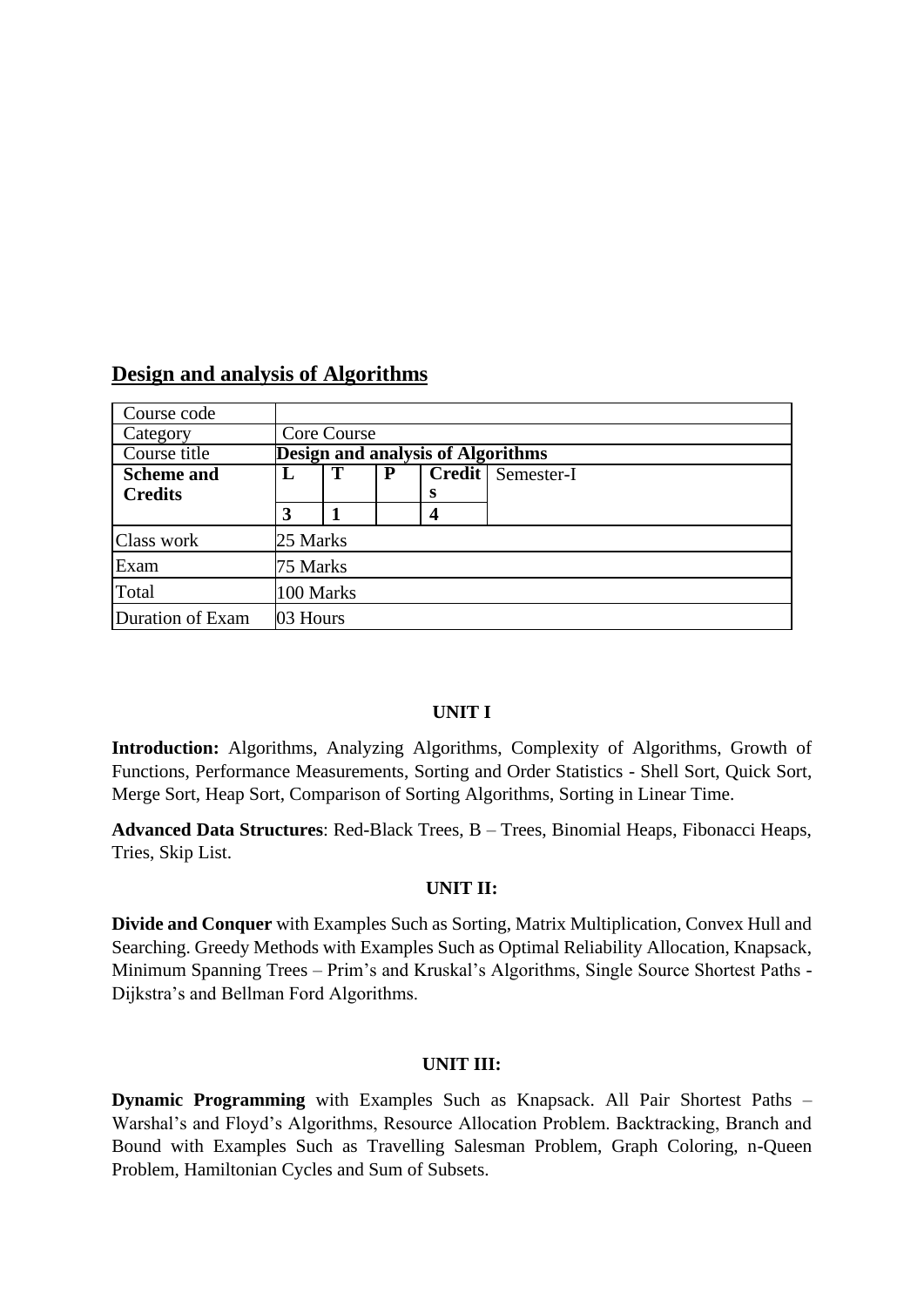## Design and analysis of Algorithms

| | | | | | |
|---|---|---|---|---|---|
| Course code | | | | | |
| Category | Core Course | | | | |
| Course title | **Design and analysis of Algorithms** | | | | |
| **Scheme and Credits** | **L** | **T** | **P** | **Credits** | Semester-I |
| | **3** | **1** | | **4** | |
| Class work | 25 Marks | | | | |
| Exam | 75 Marks | | | | |
| Total | 100 Marks | | | | |
| Duration of Exam | 03 Hours | | | | |

**UNIT I**

**Introduction:** Algorithms, Analyzing Algorithms, Complexity of Algorithms, Growth of Functions, Performance Measurements, Sorting and Order Statistics - Shell Sort, Quick Sort, Merge Sort, Heap Sort, Comparison of Sorting Algorithms, Sorting in Linear Time.

**Advanced Data Structures**: Red-Black Trees, B – Trees, Binomial Heaps, Fibonacci Heaps, Tries, Skip List.

**UNIT II:**

**Divide and Conquer** with Examples Such as Sorting, Matrix Multiplication, Convex Hull and Searching. Greedy Methods with Examples Such as Optimal Reliability Allocation, Knapsack, Minimum Spanning Trees – Prim's and Kruskal's Algorithms, Single Source Shortest Paths - Dijkstra's and Bellman Ford Algorithms.

**UNIT III:**

**Dynamic Programming** with Examples Such as Knapsack. All Pair Shortest Paths – Warshal's and Floyd's Algorithms, Resource Allocation Problem. Backtracking, Branch and Bound with Examples Such as Travelling Salesman Problem, Graph Coloring, n-Queen Problem, Hamiltonian Cycles and Sum of Subsets.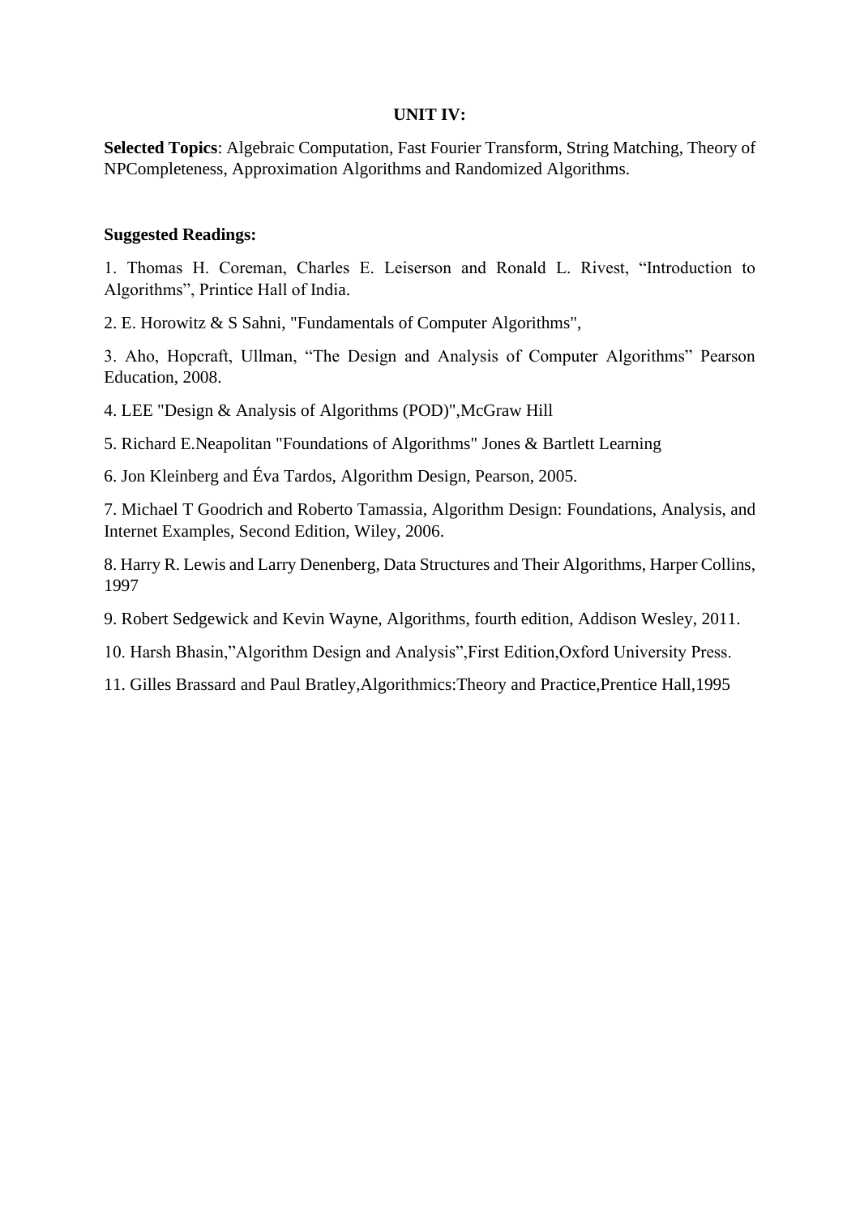**UNIT IV:**

**Selected Topics**: Algebraic Computation, Fast Fourier Transform, String Matching, Theory of NPCompleteness, Approximation Algorithms and Randomized Algorithms.

**Suggested Readings:**

1. Thomas H. Coreman, Charles E. Leiserson and Ronald L. Rivest, "Introduction to Algorithms", Printice Hall of India.

2. E. Horowitz & S Sahni, "Fundamentals of Computer Algorithms",

3. Aho, Hopcraft, Ullman, "The Design and Analysis of Computer Algorithms" Pearson Education, 2008.

4. LEE "Design & Analysis of Algorithms (POD)",McGraw Hill

5. Richard E.Neapolitan "Foundations of Algorithms" Jones & Bartlett Learning

6. Jon Kleinberg and Éva Tardos, Algorithm Design, Pearson, 2005.

7. Michael T Goodrich and Roberto Tamassia, Algorithm Design: Foundations, Analysis, and Internet Examples, Second Edition, Wiley, 2006.

8. Harry R. Lewis and Larry Denenberg, Data Structures and Their Algorithms, Harper Collins, 1997

9. Robert Sedgewick and Kevin Wayne, Algorithms, fourth edition, Addison Wesley, 2011.

10. Harsh Bhasin,"Algorithm Design and Analysis",First Edition,Oxford University Press.

11. Gilles Brassard and Paul Bratley,Algorithmics:Theory and Practice,Prentice Hall,1995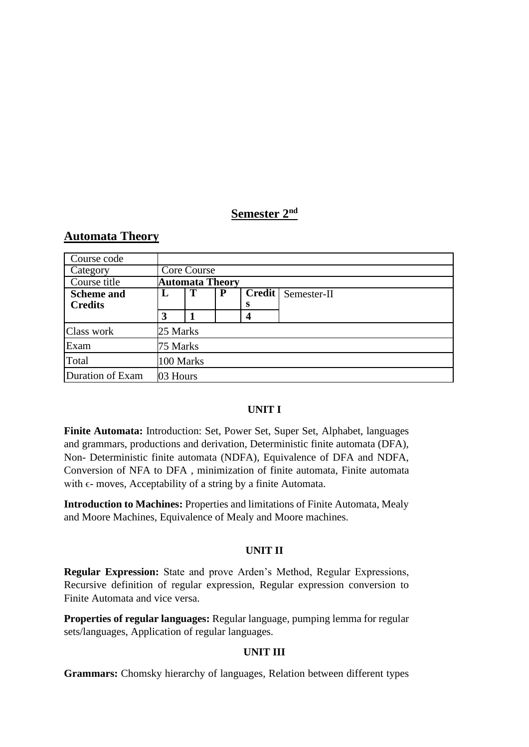## Semester 2nd

## Automata Theory

| | | | | | |
|---|---|---|---|---|---|
| Course code | | | | | |
| Category | Core Course | | | | |
| Course title | **Automata Theory** | | | | |
| **Scheme and Credits** | **L** | **T** | **P** | **Credits** | Semester-II |
| | **3** | **1** | | **4** | |
| Class work | 25 Marks | | | | |
| Exam | 75 Marks | | | | |
| Total | 100 Marks | | | | |
| Duration of Exam | 03 Hours | | | | |

**UNIT I**

**Finite Automata:** Introduction: Set, Power Set, Super Set, Alphabet, languages and grammars, productions and derivation, Deterministic finite automata (DFA), Non- Deterministic finite automata (NDFA), Equivalence of DFA and NDFA, Conversion of NFA to DFA , minimization of finite automata, Finite automata with $\epsilon$- moves, Acceptability of a string by a finite Automata.

**Introduction to Machines:** Properties and limitations of Finite Automata, Mealy and Moore Machines, Equivalence of Mealy and Moore machines.

**UNIT II**

**Regular Expression:** State and prove Arden's Method, Regular Expressions, Recursive definition of regular expression, Regular expression conversion to Finite Automata and vice versa.

**Properties of regular languages:** Regular language, pumping lemma for regular sets/languages, Application of regular languages.

**UNIT III**

**Grammars:** Chomsky hierarchy of languages, Relation between different types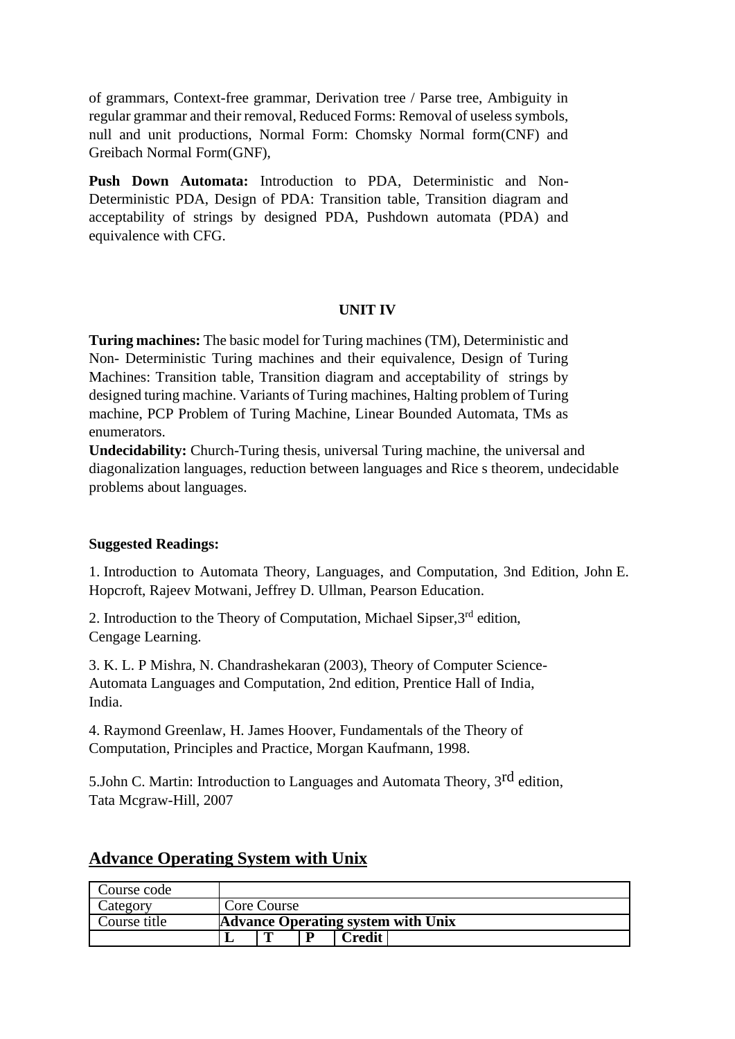of grammars, Context-free grammar, Derivation tree / Parse tree, Ambiguity in regular grammar and their removal, Reduced Forms: Removal of useless symbols, null and unit productions, Normal Form: Chomsky Normal form(CNF) and Greibach Normal Form(GNF),

**Push Down Automata:** Introduction to PDA, Deterministic and Non-Deterministic PDA, Design of PDA: Transition table, Transition diagram and acceptability of strings by designed PDA, Pushdown automata (PDA) and equivalence with CFG.

**UNIT IV**

**Turing machines:** The basic model for Turing machines (TM), Deterministic and Non- Deterministic Turing machines and their equivalence, Design of Turing Machines: Transition table, Transition diagram and acceptability of strings by designed turing machine. Variants of Turing machines, Halting problem of Turing machine, PCP Problem of Turing Machine, Linear Bounded Automata, TMs as enumerators.
**Undecidability:** Church-Turing thesis, universal Turing machine, the universal and diagonalization languages, reduction between languages and Rice s theorem, undecidable problems about languages.

**Suggested Readings:**

1. Introduction to Automata Theory, Languages, and Computation, 3nd Edition, John E. Hopcroft, Rajeev Motwani, Jeffrey D. Ullman, Pearson Education.

2. Introduction to the Theory of Computation, Michael Sipser,3rd edition, Cengage Learning.

3. K. L. P Mishra, N. Chandrashekaran (2003), Theory of Computer Science-Automata Languages and Computation, 2nd edition, Prentice Hall of India, India.

4. Raymond Greenlaw, H. James Hoover, Fundamentals of the Theory of Computation, Principles and Practice, Morgan Kaufmann, 1998.

5.John C. Martin: Introduction to Languages and Automata Theory, 3rd edition, Tata Mcgraw-Hill, 2007

## Advance Operating System with Unix

| | | | | | |
|---|---|---|---|---|---|
| Course code | | | | | |
| Category | Core Course | | | | |
| Course title | **Advance Operating system with Unix** | | | | |
| | **L** | **T** | **P** | **Credit** | |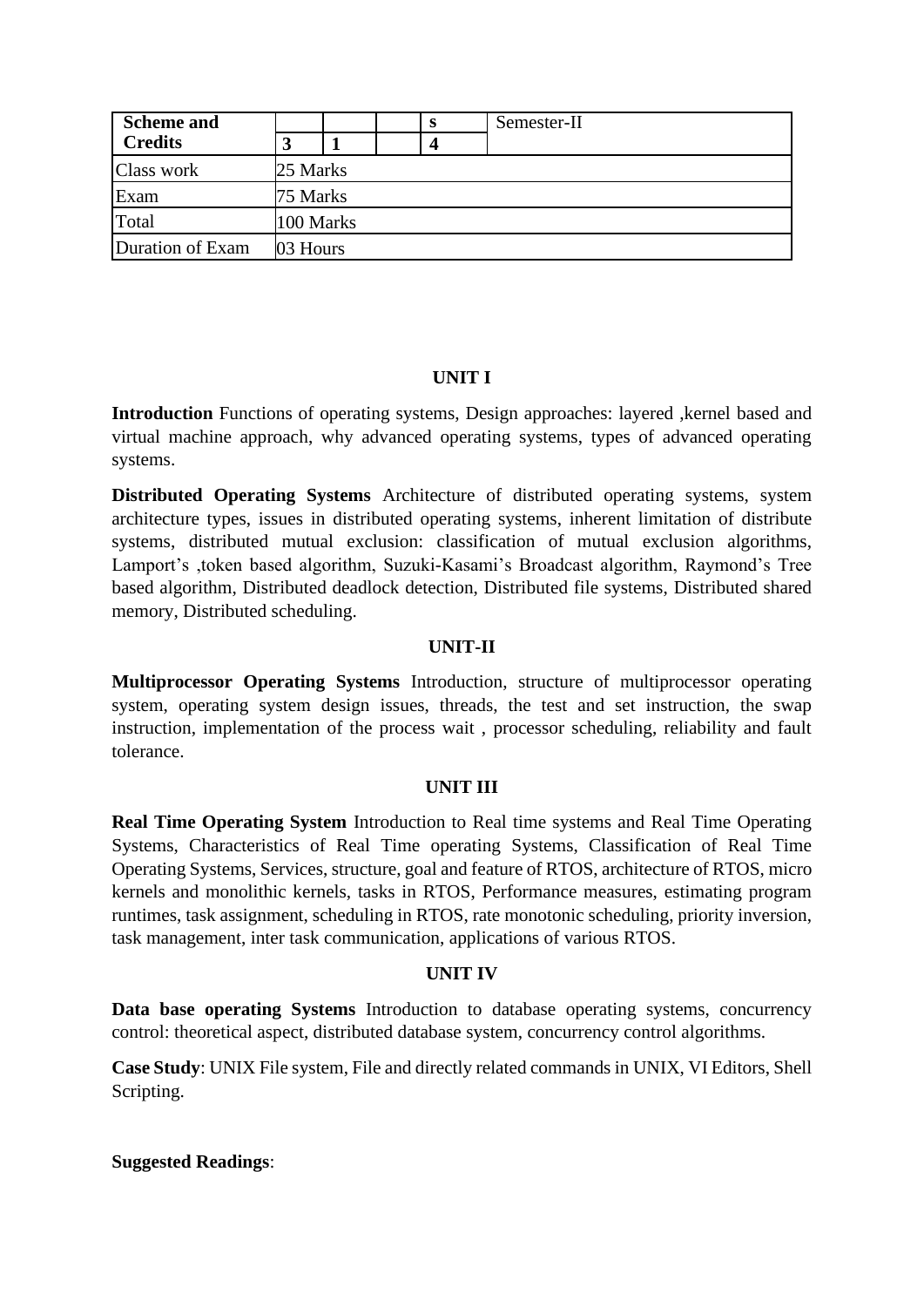| Scheme and Credits | | | | s | Semester-II |
|---|---|---|---|---|---|
| | 3 | 1 | | 4 | |
| Class work | 25 Marks | | | | |
| Exam | 75 Marks | | | | |
| Total | 100 Marks | | | | |
| Duration of Exam | 03 Hours | | | | |

## UNIT I

**Introduction** Functions of operating systems, Design approaches: layered ,kernel based and virtual machine approach, why advanced operating systems, types of advanced operating systems.

**Distributed Operating Systems** Architecture of distributed operating systems, system architecture types, issues in distributed operating systems, inherent limitation of distribute systems, distributed mutual exclusion: classification of mutual exclusion algorithms, Lamport's ,token based algorithm, Suzuki-Kasami's Broadcast algorithm, Raymond's Tree based algorithm, Distributed deadlock detection, Distributed file systems, Distributed shared memory, Distributed scheduling.

## UNIT-II

**Multiprocessor Operating Systems** Introduction, structure of multiprocessor operating system, operating system design issues, threads, the test and set instruction, the swap instruction, implementation of the process wait , processor scheduling, reliability and fault tolerance.

## UNIT III

**Real Time Operating System** Introduction to Real time systems and Real Time Operating Systems, Characteristics of Real Time operating Systems, Classification of Real Time Operating Systems, Services, structure, goal and feature of RTOS, architecture of RTOS, micro kernels and monolithic kernels, tasks in RTOS, Performance measures, estimating program runtimes, task assignment, scheduling in RTOS, rate monotonic scheduling, priority inversion, task management, inter task communication, applications of various RTOS.

## UNIT IV

**Data base operating Systems** Introduction to database operating systems, concurrency control: theoretical aspect, distributed database system, concurrency control algorithms.

**Case Study**: UNIX File system, File and directly related commands in UNIX, VI Editors, Shell Scripting.

**Suggested Readings**: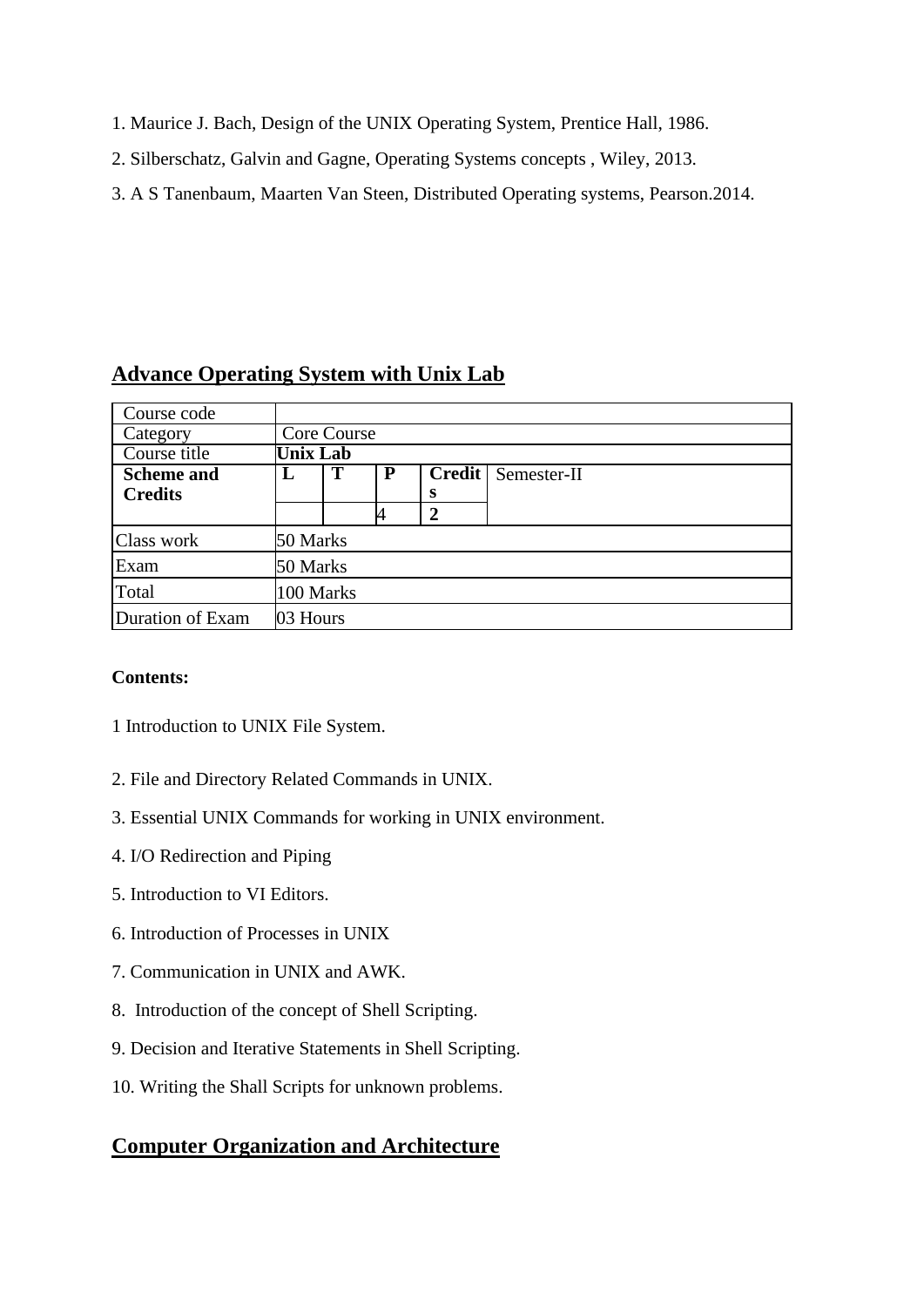1. Maurice J. Bach, Design of the UNIX Operating System, Prentice Hall, 1986.

2. Silberschatz, Galvin and Gagne, Operating Systems concepts , Wiley, 2013.

3. A S Tanenbaum, Maarten Van Steen, Distributed Operating systems, Pearson.2014.

## Advance Operating System with Unix Lab

| | | | | | |
|---|---|---|---|---|---|
| Course code | | | | | |
| Category | Core Course | | | | |
| Course title | **Unix Lab** | | | | |
| **Scheme and Credits** | **L** | **T** | **P** | **Credits** | Semester-II |
| | | | 4 | **2** | |
| Class work | 50 Marks | | | | |
| Exam | 50 Marks | | | | |
| Total | 100 Marks | | | | |
| Duration of Exam | 03 Hours | | | | |

**Contents:**

1 Introduction to UNIX File System.

2. File and Directory Related Commands in UNIX.

3. Essential UNIX Commands for working in UNIX environment.

4. I/O Redirection and Piping

5. Introduction to VI Editors.

6. Introduction of Processes in UNIX

7. Communication in UNIX and AWK.

8. Introduction of the concept of Shell Scripting.

9. Decision and Iterative Statements in Shell Scripting.

10. Writing the Shall Scripts for unknown problems.

## Computer Organization and Architecture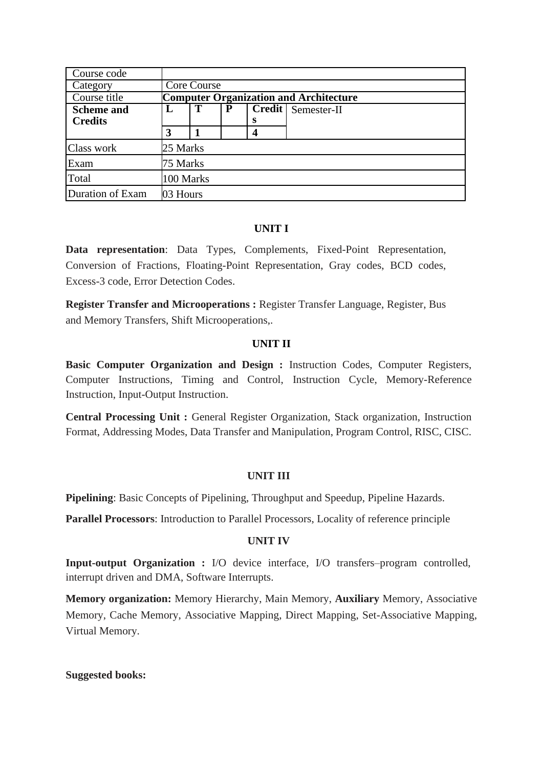| | | | | | |
|---|---|---|---|---|---|
| Course code | | | | | |
| Category | Core Course | | | | |
| Course title | **Computer Organization and Architecture** | | | | |
| **Scheme and Credits** | **L** | **T** | **P** | **Credits** | Semester-II |
| | **3** | **1** | | **4** | |
| Class work | 25 Marks | | | | |
| Exam | 75 Marks | | | | |
| Total | 100 Marks | | | | |
| Duration of Exam | 03 Hours | | | | |

## UNIT I

**Data representation**: Data Types, Complements, Fixed-Point Representation, Conversion of Fractions, Floating-Point Representation, Gray codes, BCD codes, Excess-3 code, Error Detection Codes.

**Register Transfer and Microoperations :** Register Transfer Language, Register, Bus and Memory Transfers, Shift Microoperations,.

## UNIT II

**Basic Computer Organization and Design :** Instruction Codes, Computer Registers, Computer Instructions, Timing and Control, Instruction Cycle, Memory-Reference Instruction, Input-Output Instruction.

**Central Processing Unit :** General Register Organization, Stack organization, Instruction Format, Addressing Modes, Data Transfer and Manipulation, Program Control, RISC, CISC.

## UNIT III

**Pipelining**: Basic Concepts of Pipelining, Throughput and Speedup, Pipeline Hazards.

**Parallel Processors**: Introduction to Parallel Processors, Locality of reference principle

## UNIT IV

**Input-output Organization :** I/O device interface, I/O transfers–program controlled, interrupt driven and DMA, Software Interrupts.

**Memory organization:** Memory Hierarchy, Main Memory, **Auxiliary** Memory, Associative Memory, Cache Memory, Associative Mapping, Direct Mapping, Set-Associative Mapping, Virtual Memory.

**Suggested books:**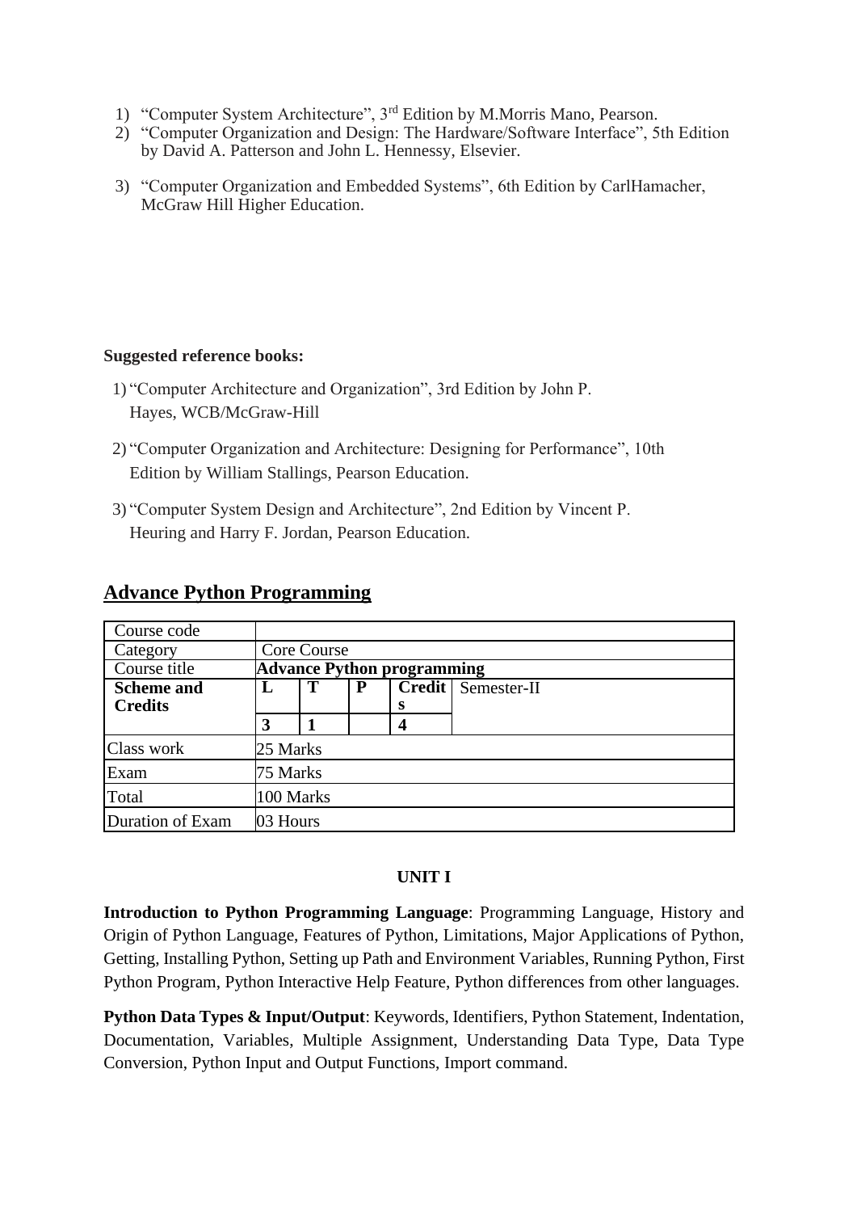1) "Computer System Architecture", 3rd Edition by M.Morris Mano, Pearson.
2) "Computer Organization and Design: The Hardware/Software Interface", 5th Edition by David A. Patterson and John L. Hennessy, Elsevier.
3) "Computer Organization and Embedded Systems", 6th Edition by CarlHamacher, McGraw Hill Higher Education.

**Suggested reference books:**

1) "Computer Architecture and Organization", 3rd Edition by John P. Hayes, WCB/McGraw-Hill
2) "Computer Organization and Architecture: Designing for Performance", 10th Edition by William Stallings, Pearson Education.
3) "Computer System Design and Architecture", 2nd Edition by Vincent P. Heuring and Harry F. Jordan, Pearson Education.

## Advance Python Programming

| | | | | | |
|---|---|---|---|---|---|
| Course code | | | | | |
| Category | Core Course | | | | |
| Course title | **Advance Python programming** | | | | |
| **Scheme and Credits** | **L** | **T** | **P** | **Credits** | Semester-II |
| | **3** | **1** | | **4** | |
| Class work | 25 Marks | | | | |
| Exam | 75 Marks | | | | |
| Total | 100 Marks | | | | |
| Duration of Exam | 03 Hours | | | | |

**UNIT I**

**Introduction to Python Programming Language**: Programming Language, History and Origin of Python Language, Features of Python, Limitations, Major Applications of Python, Getting, Installing Python, Setting up Path and Environment Variables, Running Python, First Python Program, Python Interactive Help Feature, Python differences from other languages.

**Python Data Types & Input/Output**: Keywords, Identifiers, Python Statement, Indentation, Documentation, Variables, Multiple Assignment, Understanding Data Type, Data Type Conversion, Python Input and Output Functions, Import command.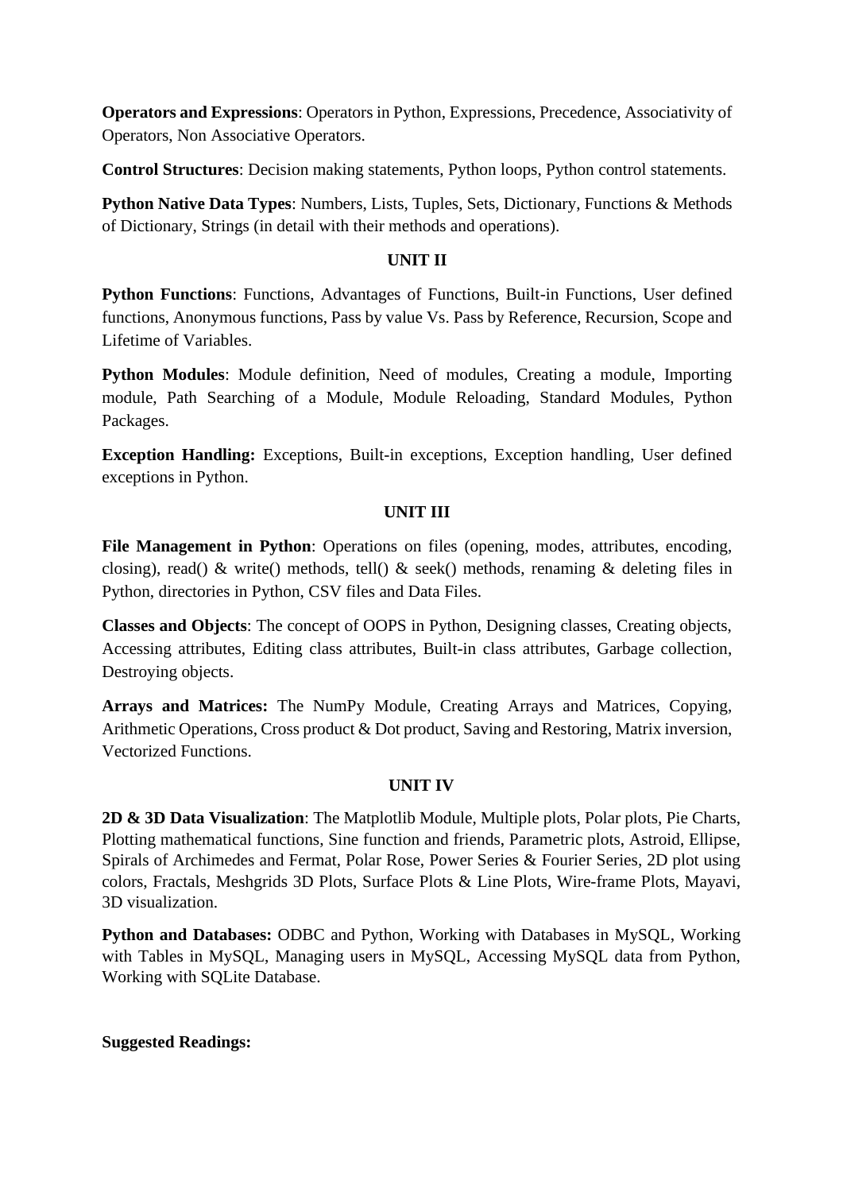**Operators and Expressions**: Operators in Python, Expressions, Precedence, Associativity of Operators, Non Associative Operators.

**Control Structures**: Decision making statements, Python loops, Python control statements.

**Python Native Data Types**: Numbers, Lists, Tuples, Sets, Dictionary, Functions & Methods of Dictionary, Strings (in detail with their methods and operations).

### UNIT II

**Python Functions**: Functions, Advantages of Functions, Built-in Functions, User defined functions, Anonymous functions, Pass by value Vs. Pass by Reference, Recursion, Scope and Lifetime of Variables.

**Python Modules**: Module definition, Need of modules, Creating a module, Importing module, Path Searching of a Module, Module Reloading, Standard Modules, Python Packages.

**Exception Handling:** Exceptions, Built-in exceptions, Exception handling, User defined exceptions in Python.

### UNIT III

**File Management in Python**: Operations on files (opening, modes, attributes, encoding, closing), read() & write() methods, tell() & seek() methods, renaming & deleting files in Python, directories in Python, CSV files and Data Files.

**Classes and Objects**: The concept of OOPS in Python, Designing classes, Creating objects, Accessing attributes, Editing class attributes, Built-in class attributes, Garbage collection, Destroying objects.

**Arrays and Matrices:** The NumPy Module, Creating Arrays and Matrices, Copying, Arithmetic Operations, Cross product & Dot product, Saving and Restoring, Matrix inversion, Vectorized Functions.

### UNIT IV

**2D & 3D Data Visualization**: The Matplotlib Module, Multiple plots, Polar plots, Pie Charts, Plotting mathematical functions, Sine function and friends, Parametric plots, Astroid, Ellipse, Spirals of Archimedes and Fermat, Polar Rose, Power Series & Fourier Series, 2D plot using colors, Fractals, Meshgrids 3D Plots, Surface Plots & Line Plots, Wire-frame Plots, Mayavi, 3D visualization.

**Python and Databases:** ODBC and Python, Working with Databases in MySQL, Working with Tables in MySQL, Managing users in MySQL, Accessing MySQL data from Python, Working with SQLite Database.

**Suggested Readings:**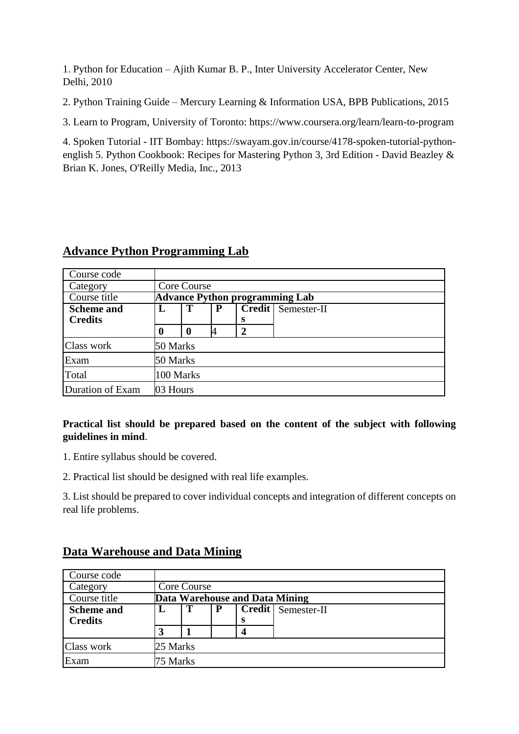1. Python for Education – Ajith Kumar B. P., Inter University Accelerator Center, New Delhi, 2010

2. Python Training Guide – Mercury Learning & Information USA, BPB Publications, 2015

3. Learn to Program, University of Toronto: https://www.coursera.org/learn/learn-to-program

4. Spoken Tutorial - IIT Bombay: https://swayam.gov.in/course/4178-spoken-tutorial-python-english 5. Python Cookbook: Recipes for Mastering Python 3, 3rd Edition - David Beazley & Brian K. Jones, O'Reilly Media, Inc., 2013

## Advance Python Programming Lab

| | | | | | |
|---|---|---|---|---|---|
| Course code | | | | | |
| Category | Core Course | | | | |
| Course title | **Advance Python programming Lab** | | | | |
| **Scheme and Credits** | **L** | **T** | **P** | **Credits** | Semester-II |
| | **0** | **0** | 4 | **2** | |
| Class work | 50 Marks | | | | |
| Exam | 50 Marks | | | | |
| Total | 100 Marks | | | | |
| Duration of Exam | 03 Hours | | | | |

**Practical list should be prepared based on the content of the subject with following guidelines in mind**.

1. Entire syllabus should be covered.

2. Practical list should be designed with real life examples.

3. List should be prepared to cover individual concepts and integration of different concepts on real life problems.

## Data Warehouse and Data Mining

| | | | | | |
|---|---|---|---|---|---|
| Course code | | | | | |
| Category | Core Course | | | | |
| Course title | **Data Warehouse and Data Mining** | | | | |
| **Scheme and Credits** | **L** | **T** | **P** | **Credits** | Semester-II |
| | **3** | **1** | | **4** | |
| Class work | 25 Marks | | | | |
| Exam | 75 Marks | | | | |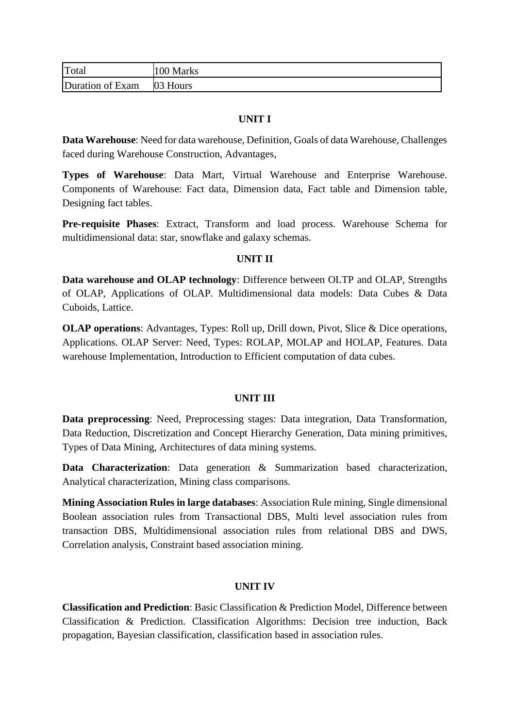| | |
|---|---|
| Total | 100 Marks |
| Duration of Exam | 03 Hours |

## UNIT I

**Data Warehouse**: Need for data warehouse, Definition, Goals of data Warehouse, Challenges faced during Warehouse Construction, Advantages,

**Types of Warehouse**: Data Mart, Virtual Warehouse and Enterprise Warehouse. Components of Warehouse: Fact data, Dimension data, Fact table and Dimension table, Designing fact tables.

**Pre-requisite Phases**: Extract, Transform and load process. Warehouse Schema for multidimensional data: star, snowflake and galaxy schemas.

## UNIT II

**Data warehouse and OLAP technology**: Difference between OLTP and OLAP, Strengths of OLAP, Applications of OLAP. Multidimensional data models: Data Cubes & Data Cuboids, Lattice.

**OLAP operations**: Advantages, Types: Roll up, Drill down, Pivot, Slice & Dice operations, Applications. OLAP Server: Need, Types: ROLAP, MOLAP and HOLAP, Features. Data warehouse Implementation, Introduction to Efficient computation of data cubes.

## UNIT III

**Data preprocessing**: Need, Preprocessing stages: Data integration, Data Transformation, Data Reduction, Discretization and Concept Hierarchy Generation, Data mining primitives, Types of Data Mining, Architectures of data mining systems.

**Data Characterization**: Data generation & Summarization based characterization, Analytical characterization, Mining class comparisons.

**Mining Association Rules in large databases**: Association Rule mining, Single dimensional Boolean association rules from Transactional DBS, Multi level association rules from transaction DBS, Multidimensional association rules from relational DBS and DWS, Correlation analysis, Constraint based association mining.

## UNIT IV

**Classification and Prediction**: Basic Classification & Prediction Model, Difference between Classification & Prediction. Classification Algorithms: Decision tree induction, Back propagation, Bayesian classification, classification based in association rules.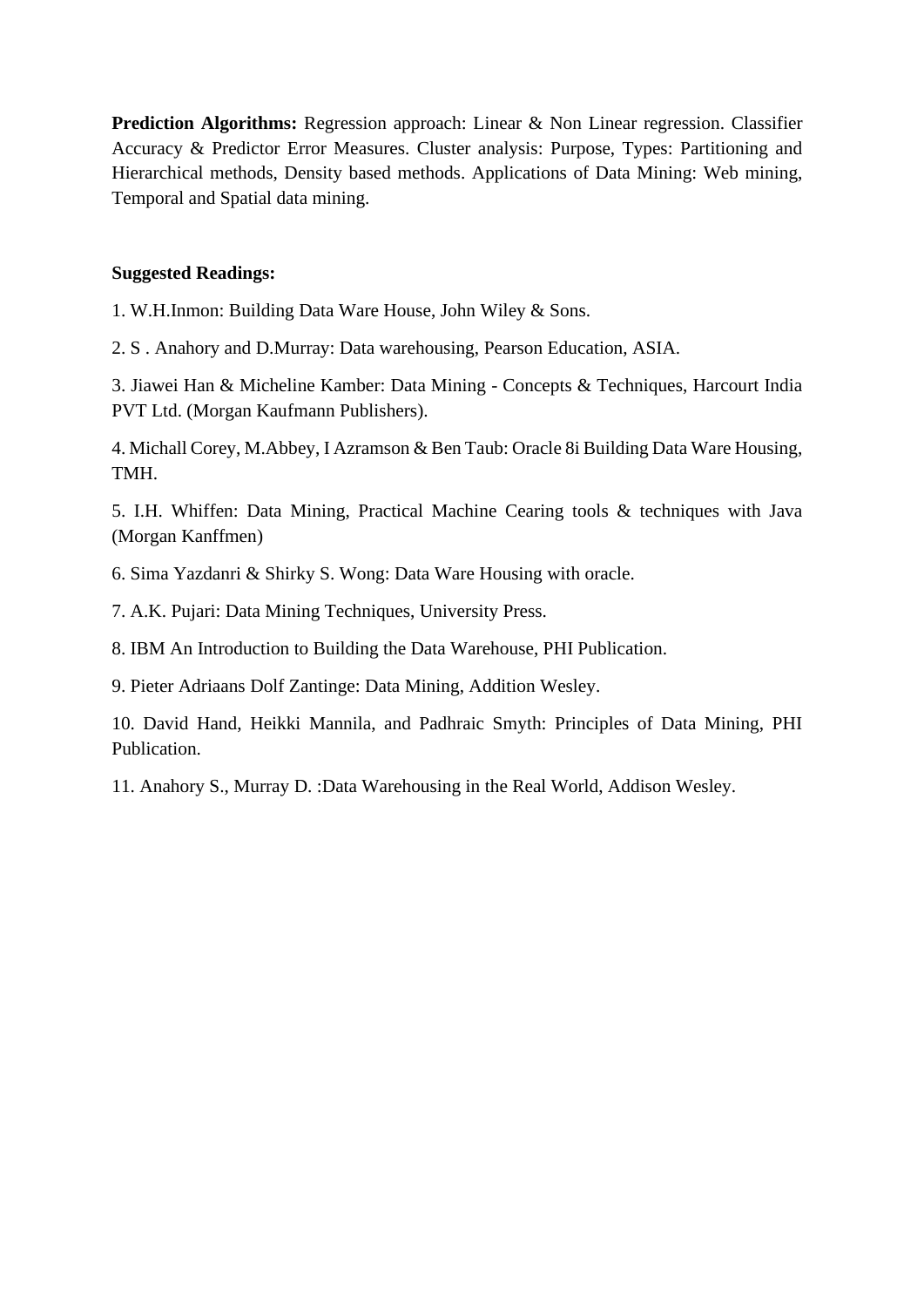**Prediction Algorithms:** Regression approach: Linear & Non Linear regression. Classifier Accuracy & Predictor Error Measures. Cluster analysis: Purpose, Types: Partitioning and Hierarchical methods, Density based methods. Applications of Data Mining: Web mining, Temporal and Spatial data mining.

**Suggested Readings:**

1. W.H.Inmon: Building Data Ware House, John Wiley & Sons.

2. S . Anahory and D.Murray: Data warehousing, Pearson Education, ASIA.

3. Jiawei Han & Micheline Kamber: Data Mining - Concepts & Techniques, Harcourt India PVT Ltd. (Morgan Kaufmann Publishers).

4. Michall Corey, M.Abbey, I Azramson & Ben Taub: Oracle 8i Building Data Ware Housing, TMH.

5. I.H. Whiffen: Data Mining, Practical Machine Cearing tools & techniques with Java (Morgan Kanffmen)

6. Sima Yazdanri & Shirky S. Wong: Data Ware Housing with oracle.

7. A.K. Pujari: Data Mining Techniques, University Press.

8. IBM An Introduction to Building the Data Warehouse, PHI Publication.

9. Pieter Adriaans Dolf Zantinge: Data Mining, Addition Wesley.

10. David Hand, Heikki Mannila, and Padhraic Smyth: Principles of Data Mining, PHI Publication.

11. Anahory S., Murray D. :Data Warehousing in the Real World, Addison Wesley.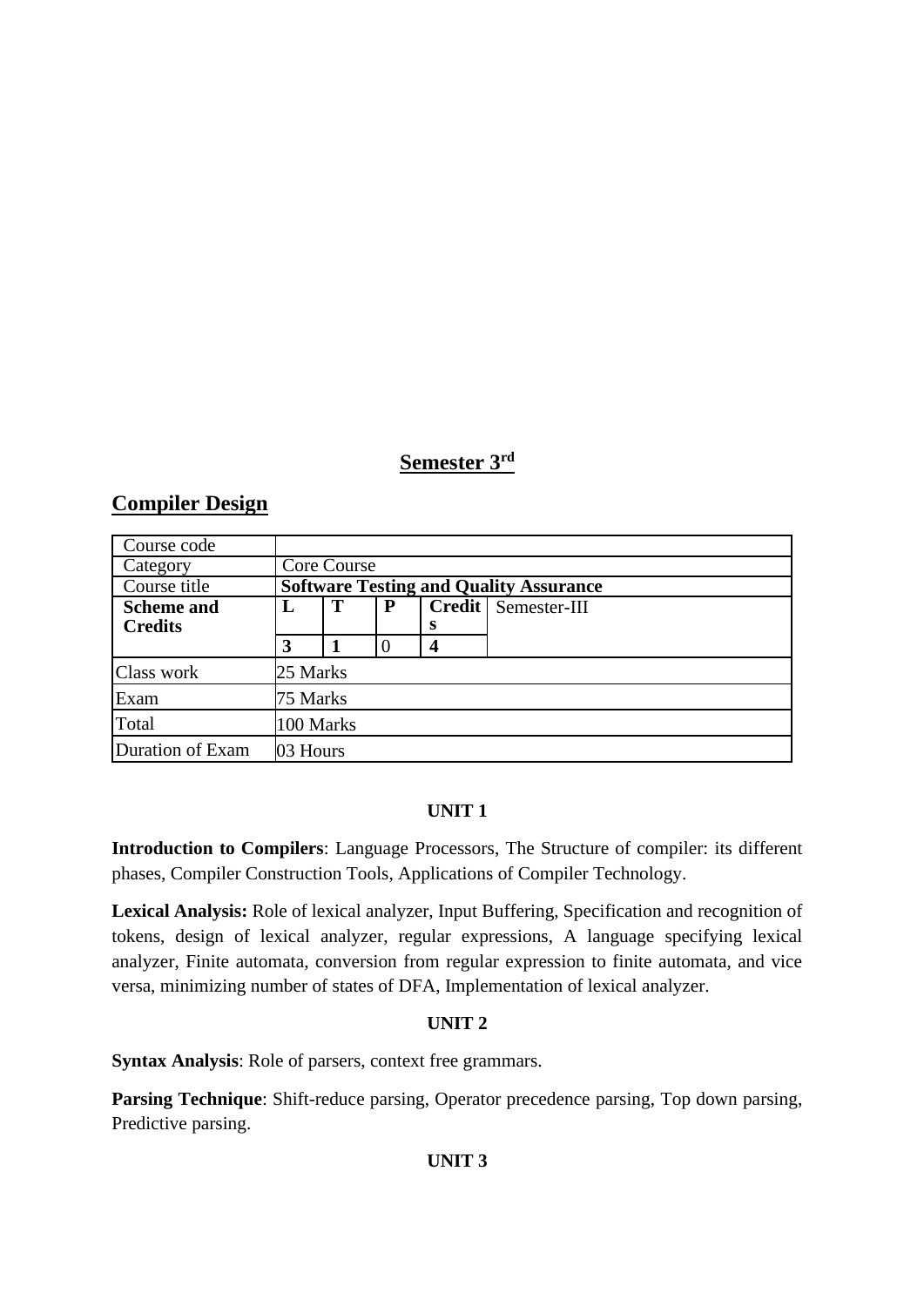## Semester 3rd

## Compiler Design

| | | | | | |
|---|---|---|---|---|---|
| Course code | | | | | |
| Category | Core Course | | | | |
| Course title | **Software Testing and Quality Assurance** | | | | |
| **Scheme and Credits** | **L** | **T** | **P** | **Credits** | Semester-III |
| | **3** | **1** | 0 | **4** | |
| Class work | 25 Marks | | | | |
| Exam | 75 Marks | | | | |
| Total | 100 Marks | | | | |
| Duration of Exam | 03 Hours | | | | |

### UNIT 1

**Introduction to Compilers**: Language Processors, The Structure of compiler: its different phases, Compiler Construction Tools, Applications of Compiler Technology.

**Lexical Analysis:** Role of lexical analyzer, Input Buffering, Specification and recognition of tokens, design of lexical analyzer, regular expressions, A language specifying lexical analyzer, Finite automata, conversion from regular expression to finite automata, and vice versa, minimizing number of states of DFA, Implementation of lexical analyzer.

### UNIT 2

**Syntax Analysis**: Role of parsers, context free grammars.

**Parsing Technique**: Shift-reduce parsing, Operator precedence parsing, Top down parsing, Predictive parsing.

### UNIT 3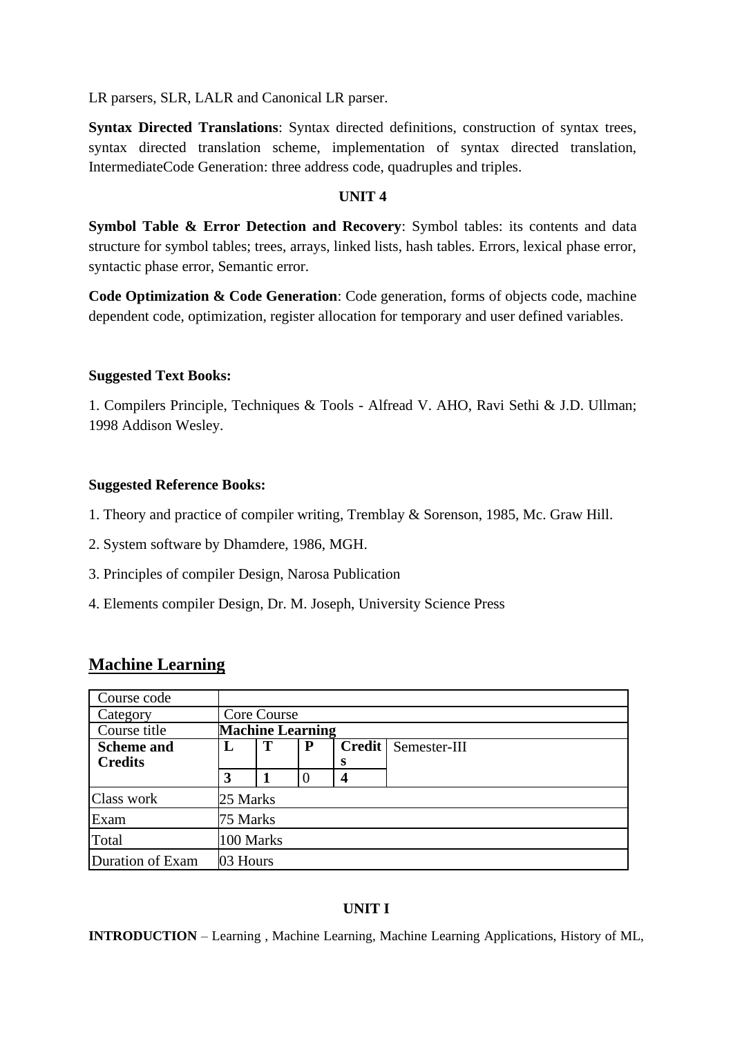LR parsers, SLR, LALR and Canonical LR parser.

**Syntax Directed Translations**: Syntax directed definitions, construction of syntax trees, syntax directed translation scheme, implementation of syntax directed translation, IntermediateCode Generation: three address code, quadruples and triples.

**UNIT 4**

**Symbol Table & Error Detection and Recovery**: Symbol tables: its contents and data structure for symbol tables; trees, arrays, linked lists, hash tables. Errors, lexical phase error, syntactic phase error, Semantic error.

**Code Optimization & Code Generation**: Code generation, forms of objects code, machine dependent code, optimization, register allocation for temporary and user defined variables.

**Suggested Text Books:**

1. Compilers Principle, Techniques & Tools - Alfread V. AHO, Ravi Sethi & J.D. Ullman; 1998 Addison Wesley.

**Suggested Reference Books:**

1. Theory and practice of compiler writing, Tremblay & Sorenson, 1985, Mc. Graw Hill.
2. System software by Dhamdere, 1986, MGH.
3. Principles of compiler Design, Narosa Publication
4. Elements compiler Design, Dr. M. Joseph, University Science Press

## Machine Learning

| | | | | | |
|---|---|---|---|---|---|
| Course code | | | | | |
| Category | Core Course | | | | |
| Course title | **Machine Learning** | | | | |
| **Scheme and Credits** | **L** | **T** | **P** | **Credits** | Semester-III |
| | **3** | **1** | 0 | **4** | |
| Class work | 25 Marks | | | | |
| Exam | 75 Marks | | | | |
| Total | 100 Marks | | | | |
| Duration of Exam | 03 Hours | | | | |

**UNIT I**

**INTRODUCTION** – Learning , Machine Learning, Machine Learning Applications, History of ML,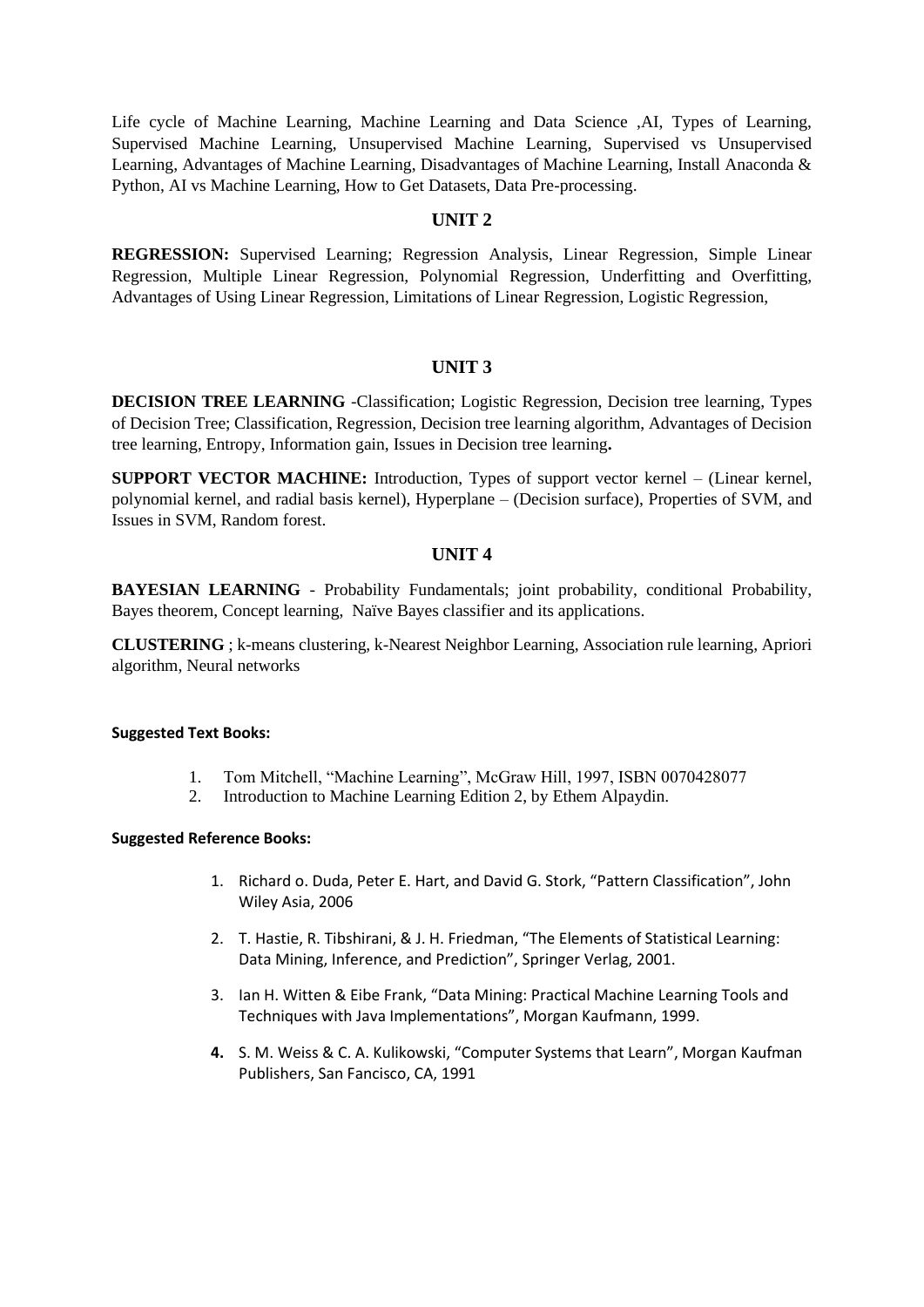Life cycle of Machine Learning, Machine Learning and Data Science ,AI, Types of Learning, Supervised Machine Learning, Unsupervised Machine Learning, Supervised vs Unsupervised Learning, Advantages of Machine Learning, Disadvantages of Machine Learning, Install Anaconda & Python, AI vs Machine Learning, How to Get Datasets, Data Pre-processing.

## UNIT 2

**REGRESSION:** Supervised Learning; Regression Analysis, Linear Regression, Simple Linear Regression, Multiple Linear Regression, Polynomial Regression, Underfitting and Overfitting, Advantages of Using Linear Regression, Limitations of Linear Regression, Logistic Regression,

## UNIT 3

**DECISION TREE LEARNING** -Classification; Logistic Regression, Decision tree learning, Types of Decision Tree; Classification, Regression, Decision tree learning algorithm, Advantages of Decision tree learning, Entropy, Information gain, Issues in Decision tree learning**.**

**SUPPORT VECTOR MACHINE:** Introduction, Types of support vector kernel – (Linear kernel, polynomial kernel, and radial basis kernel), Hyperplane – (Decision surface), Properties of SVM, and Issues in SVM, Random forest.

## UNIT 4

**BAYESIAN LEARNING** - Probability Fundamentals; joint probability, conditional Probability, Bayes theorem, Concept learning, Naïve Bayes classifier and its applications.

**CLUSTERING** ; k-means clustering, k-Nearest Neighbor Learning, Association rule learning, Apriori algorithm, Neural networks

**Suggested Text Books:**

1. Tom Mitchell, "Machine Learning", McGraw Hill, 1997, ISBN 0070428077
2. Introduction to Machine Learning Edition 2, by Ethem Alpaydin.

**Suggested Reference Books:**

1. Richard o. Duda, Peter E. Hart, and David G. Stork, "Pattern Classification", John Wiley Asia, 2006
2. T. Hastie, R. Tibshirani, & J. H. Friedman, "The Elements of Statistical Learning: Data Mining, Inference, and Prediction", Springer Verlag, 2001.
3. Ian H. Witten & Eibe Frank, "Data Mining: Practical Machine Learning Tools and Techniques with Java Implementations", Morgan Kaufmann, 1999.
4. S. M. Weiss & C. A. Kulikowski, "Computer Systems that Learn", Morgan Kaufman Publishers, San Fancisco, CA, 1991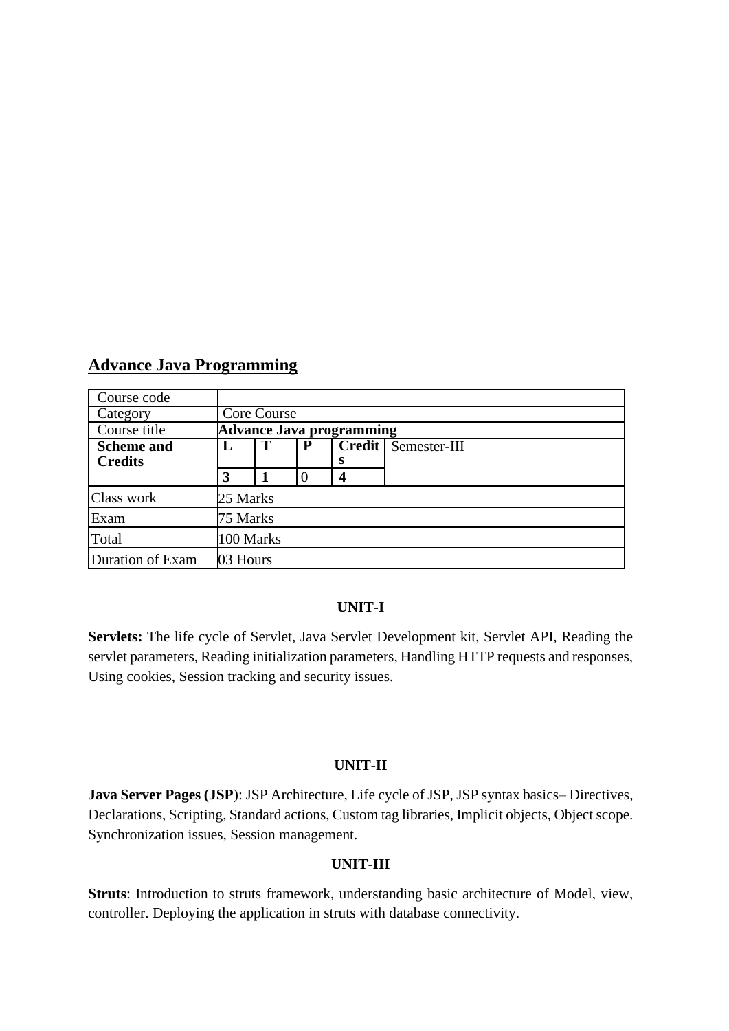## Advance Java Programming

| | | | | | |
|---|---|---|---|---|---|
| Course code | | | | | |
| Category | Core Course | | | | |
| Course title | **Advance Java programming** | | | | |
| **Scheme and Credits** | **L** | **T** | **P** | **Credits** | Semester-III |
| | **3** | **1** | 0 | **4** | |
| Class work | 25 Marks | | | | |
| Exam | 75 Marks | | | | |
| Total | 100 Marks | | | | |
| Duration of Exam | 03 Hours | | | | |

**UNIT-I**

**Servlets:** The life cycle of Servlet, Java Servlet Development kit, Servlet API, Reading the servlet parameters, Reading initialization parameters, Handling HTTP requests and responses, Using cookies, Session tracking and security issues.

**UNIT-II**

**Java Server Pages (JSP**): JSP Architecture, Life cycle of JSP, JSP syntax basics– Directives, Declarations, Scripting, Standard actions, Custom tag libraries, Implicit objects, Object scope. Synchronization issues, Session management.

**UNIT-III**

**Struts**: Introduction to struts framework, understanding basic architecture of Model, view, controller. Deploying the application in struts with database connectivity.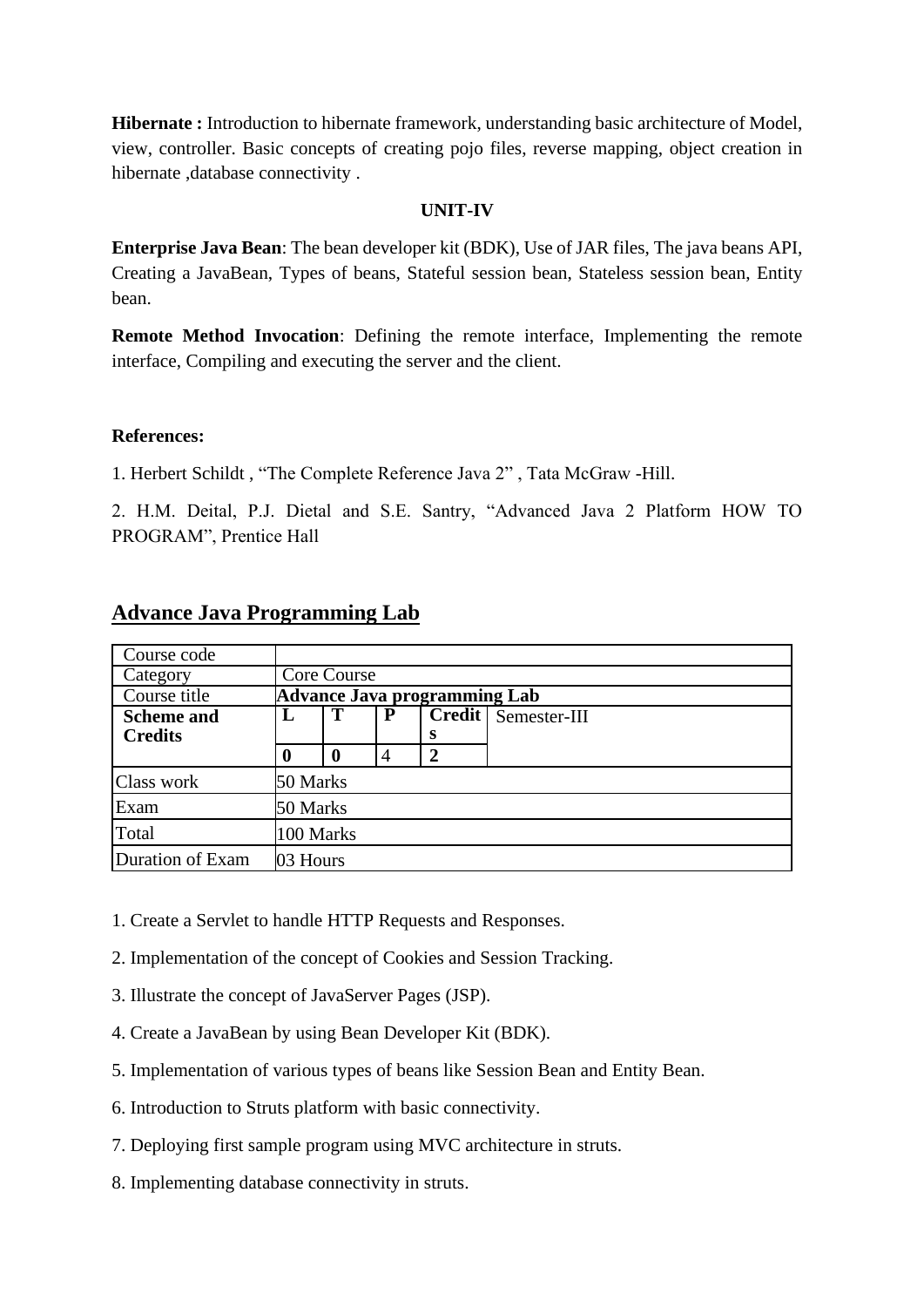**Hibernate :** Introduction to hibernate framework, understanding basic architecture of Model, view, controller. Basic concepts of creating pojo files, reverse mapping, object creation in hibernate ,database connectivity .

### UNIT-IV

**Enterprise Java Bean**: The bean developer kit (BDK), Use of JAR files, The java beans API, Creating a JavaBean, Types of beans, Stateful session bean, Stateless session bean, Entity bean.

**Remote Method Invocation**: Defining the remote interface, Implementing the remote interface, Compiling and executing the server and the client.

**References:**

1. Herbert Schildt , "The Complete Reference Java 2" , Tata McGraw -Hill.

2. H.M. Deital, P.J. Dietal and S.E. Santry, "Advanced Java 2 Platform HOW TO PROGRAM", Prentice Hall

## Advance Java Programming Lab

| | | | | | |
|---|---|---|---|---|---|
| Course code | | | | | |
| Category | Core Course | | | | |
| Course title | **Advance Java programming Lab** | | | | |
| **Scheme and Credits** | **L** | **T** | **P** | **Credits** | Semester-III |
| | **0** | **0** | 4 | **2** | |
| Class work | 50 Marks | | | | |
| Exam | 50 Marks | | | | |
| Total | 100 Marks | | | | |
| Duration of Exam | 03 Hours | | | | |

1. Create a Servlet to handle HTTP Requests and Responses.

2. Implementation of the concept of Cookies and Session Tracking.

3. Illustrate the concept of JavaServer Pages (JSP).

4. Create a JavaBean by using Bean Developer Kit (BDK).

5. Implementation of various types of beans like Session Bean and Entity Bean.

6. Introduction to Struts platform with basic connectivity.

7. Deploying first sample program using MVC architecture in struts.

8. Implementing database connectivity in struts.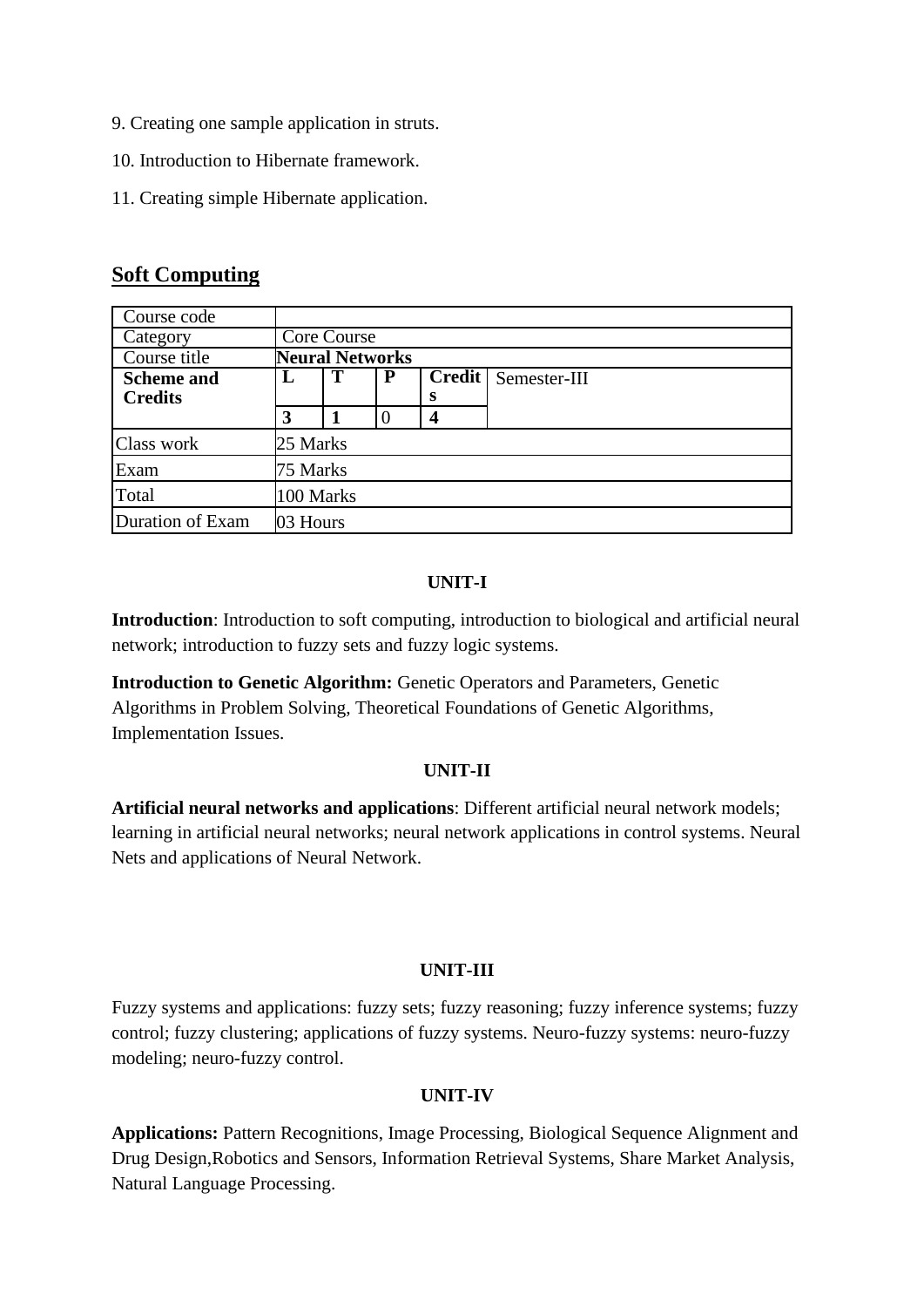9. Creating one sample application in struts.

10. Introduction to Hibernate framework.

11. Creating simple Hibernate application.

## Soft Computing

| Course code | | | | | |
|---|---|---|---|---|---|
| Category | Core Course | | | | |
| Course title | **Neural Networks** | | | | |
| **Scheme and Credits** | **L** | **T** | **P** | **Credits** | Semester-III |
| | **3** | **1** | 0 | **4** | |
| Class work | 25 Marks | | | | |
| Exam | 75 Marks | | | | |
| Total | 100 Marks | | | | |
| Duration of Exam | 03 Hours | | | | |

**UNIT-I**

**Introduction**: Introduction to soft computing, introduction to biological and artificial neural network; introduction to fuzzy sets and fuzzy logic systems.

**Introduction to Genetic Algorithm:** Genetic Operators and Parameters, Genetic Algorithms in Problem Solving, Theoretical Foundations of Genetic Algorithms, Implementation Issues.

**UNIT-II**

**Artificial neural networks and applications**: Different artificial neural network models; learning in artificial neural networks; neural network applications in control systems. Neural Nets and applications of Neural Network.

**UNIT-III**

Fuzzy systems and applications: fuzzy sets; fuzzy reasoning; fuzzy inference systems; fuzzy control; fuzzy clustering; applications of fuzzy systems. Neuro-fuzzy systems: neuro-fuzzy modeling; neuro-fuzzy control.

**UNIT-IV**

**Applications:** Pattern Recognitions, Image Processing, Biological Sequence Alignment and Drug Design,Robotics and Sensors, Information Retrieval Systems, Share Market Analysis, Natural Language Processing.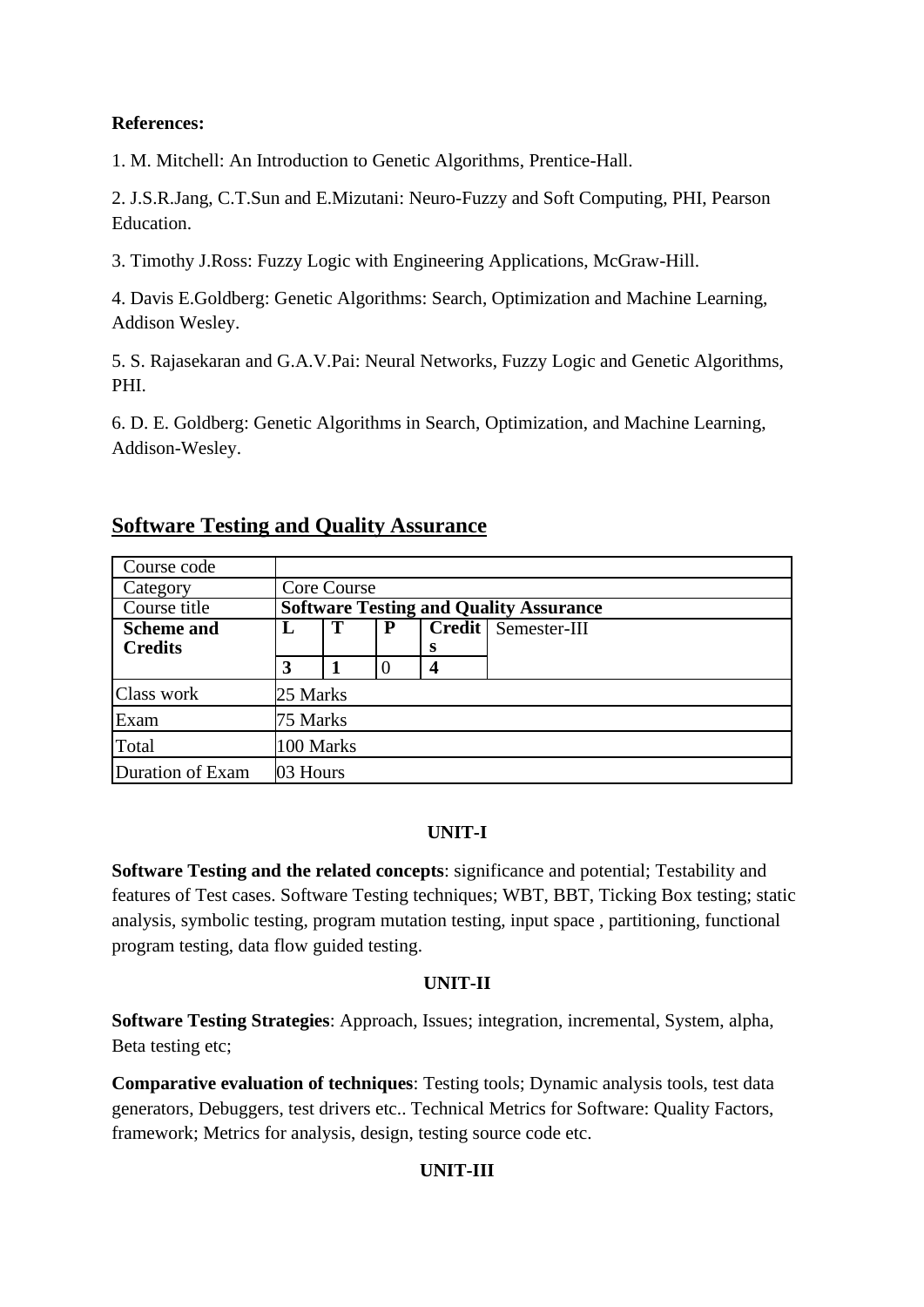**References:**

1. M. Mitchell: An Introduction to Genetic Algorithms, Prentice-Hall.

2. J.S.R.Jang, C.T.Sun and E.Mizutani: Neuro-Fuzzy and Soft Computing, PHI, Pearson Education.

3. Timothy J.Ross: Fuzzy Logic with Engineering Applications, McGraw-Hill.

4. Davis E.Goldberg: Genetic Algorithms: Search, Optimization and Machine Learning, Addison Wesley.

5. S. Rajasekaran and G.A.V.Pai: Neural Networks, Fuzzy Logic and Genetic Algorithms, PHI.

6. D. E. Goldberg: Genetic Algorithms in Search, Optimization, and Machine Learning, Addison-Wesley.

## Software Testing and Quality Assurance

| | | | | | |
|---|---|---|---|---|---|
| Course code | | | | | |
| Category | Core Course | | | | |
| Course title | **Software Testing and Quality Assurance** | | | | |
| **Scheme and Credits** | **L** | **T** | **P** | **Credits** | Semester-III |
| | **3** | **1** | 0 | **4** | |
| Class work | 25 Marks | | | | |
| Exam | 75 Marks | | | | |
| Total | 100 Marks | | | | |
| Duration of Exam | 03 Hours | | | | |

### UNIT-I

**Software Testing and the related concepts**: significance and potential; Testability and features of Test cases. Software Testing techniques; WBT, BBT, Ticking Box testing; static analysis, symbolic testing, program mutation testing, input space , partitioning, functional program testing, data flow guided testing.

### UNIT-II

**Software Testing Strategies**: Approach, Issues; integration, incremental, System, alpha, Beta testing etc;

**Comparative evaluation of techniques**: Testing tools; Dynamic analysis tools, test data generators, Debuggers, test drivers etc.. Technical Metrics for Software: Quality Factors, framework; Metrics for analysis, design, testing source code etc.

### UNIT-III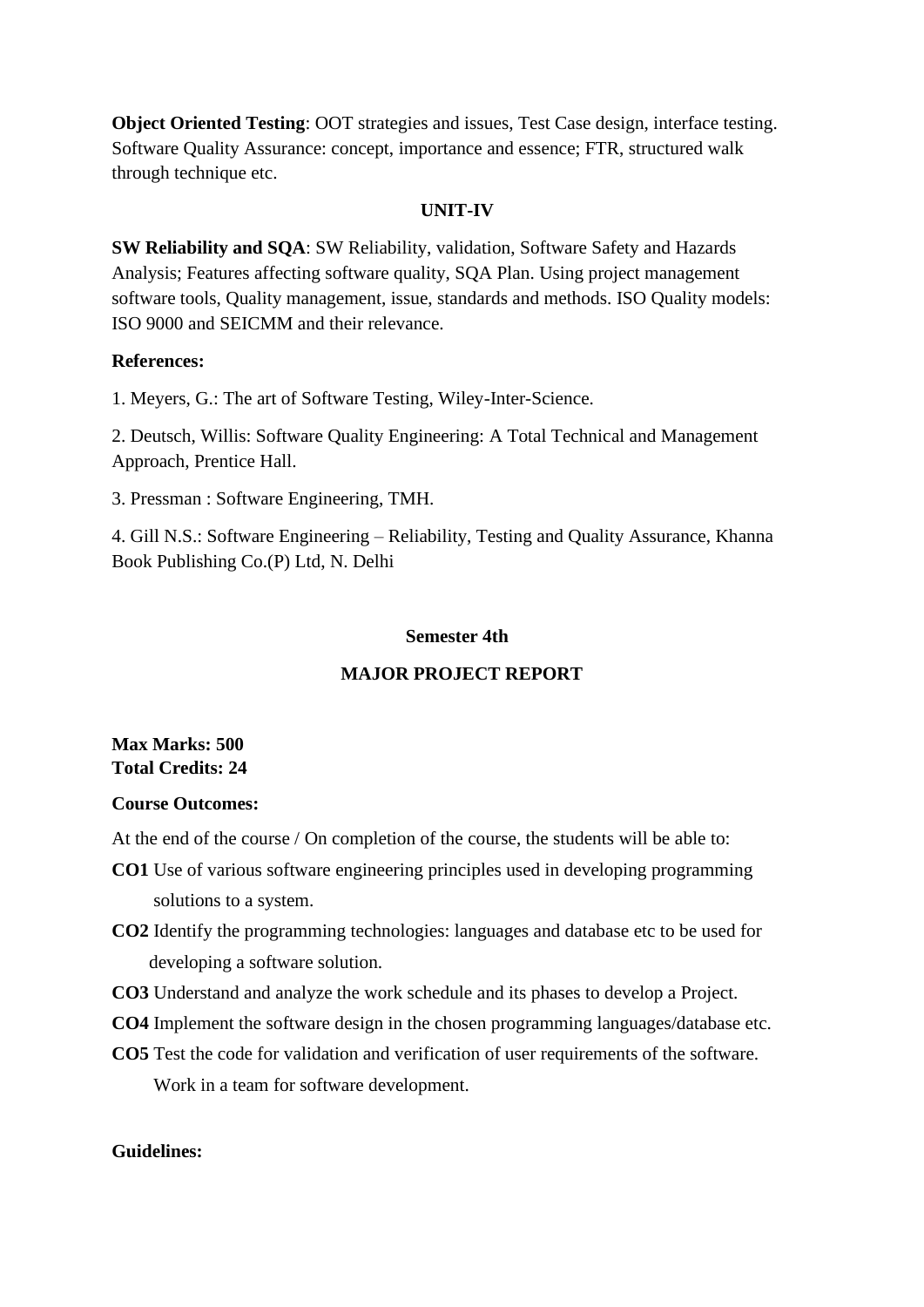**Object Oriented Testing**: OOT strategies and issues, Test Case design, interface testing. Software Quality Assurance: concept, importance and essence; FTR, structured walk through technique etc.

### UNIT-IV

**SW Reliability and SQA**: SW Reliability, validation, Software Safety and Hazards Analysis; Features affecting software quality, SQA Plan. Using project management software tools, Quality management, issue, standards and methods. ISO Quality models: ISO 9000 and SEICMM and their relevance.

**References:**

1. Meyers, G.: The art of Software Testing, Wiley-Inter-Science.

2. Deutsch, Willis: Software Quality Engineering: A Total Technical and Management Approach, Prentice Hall.

3. Pressman : Software Engineering, TMH.

4. Gill N.S.: Software Engineering – Reliability, Testing and Quality Assurance, Khanna Book Publishing Co.(P) Ltd, N. Delhi

## Semester 4th

## MAJOR PROJECT REPORT

**Max Marks: 500**
**Total Credits: 24**

**Course Outcomes:**

At the end of the course / On completion of the course, the students will be able to:

**CO1** Use of various software engineering principles used in developing programming solutions to a system.

**CO2** Identify the programming technologies: languages and database etc to be used for developing a software solution.

**CO3** Understand and analyze the work schedule and its phases to develop a Project.

**CO4** Implement the software design in the chosen programming languages/database etc.

**CO5** Test the code for validation and verification of user requirements of the software. Work in a team for software development.

**Guidelines:**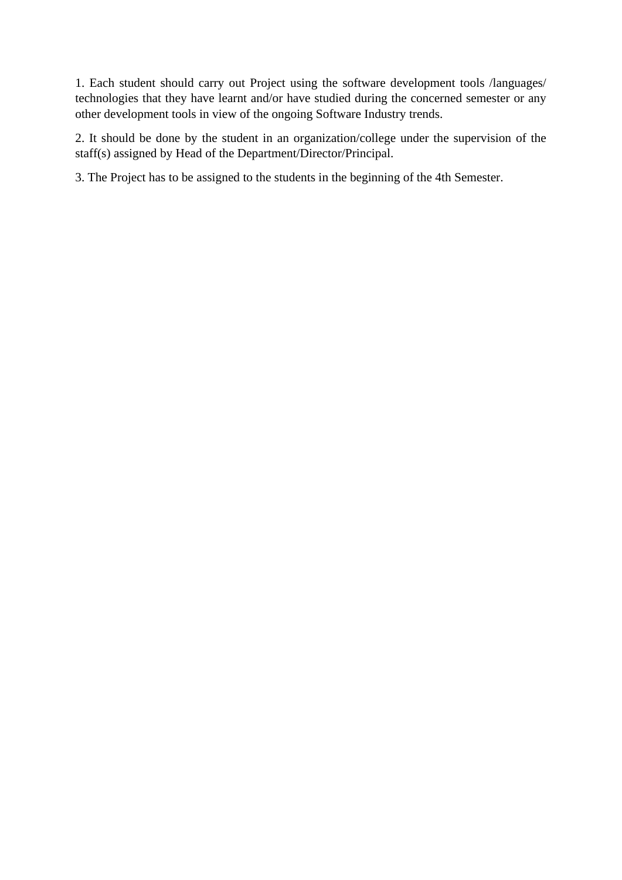1. Each student should carry out Project using the software development tools /languages/ technologies that they have learnt and/or have studied during the concerned semester or any other development tools in view of the ongoing Software Industry trends.

2. It should be done by the student in an organization/college under the supervision of the staff(s) assigned by Head of the Department/Director/Principal.

3. The Project has to be assigned to the students in the beginning of the 4th Semester.